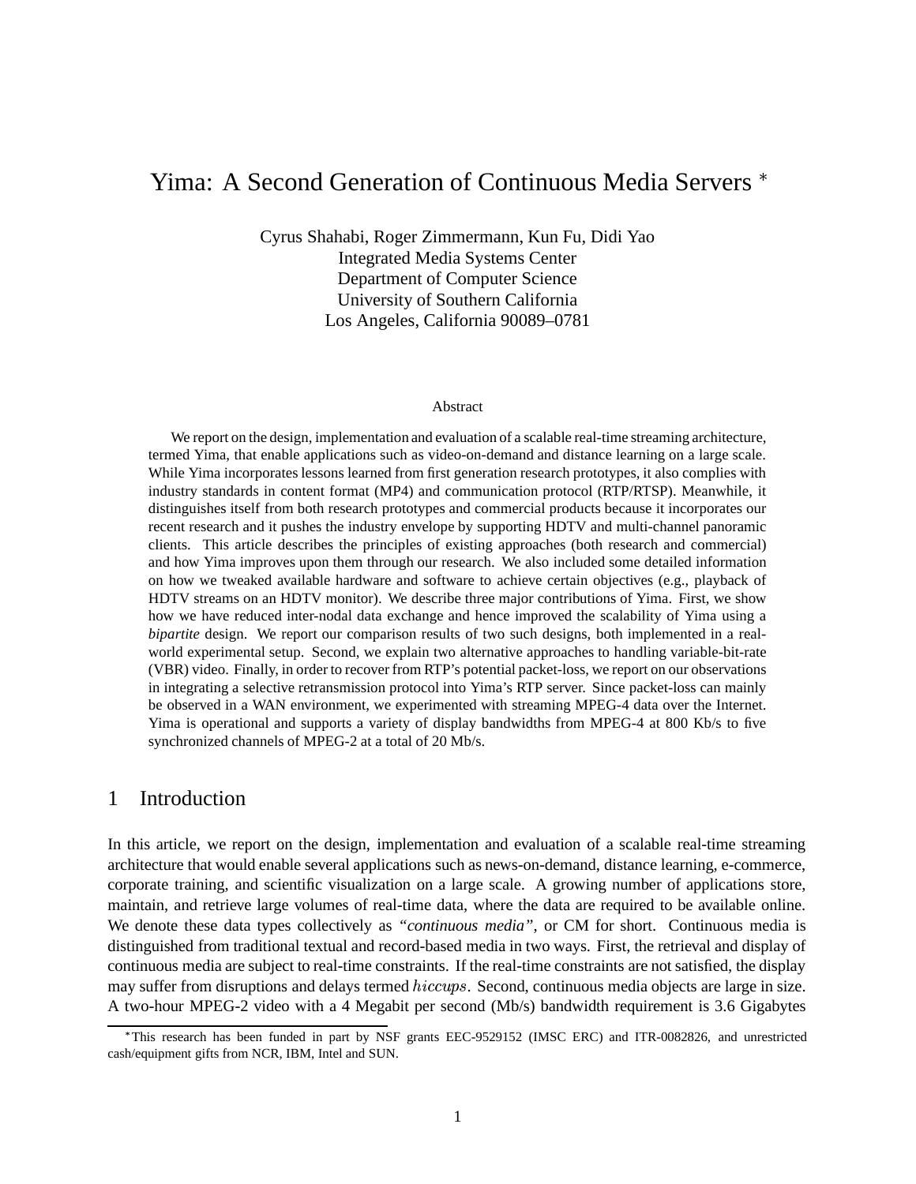# Yima: A Second Generation of Continuous Media Servers *

Cyrus Shahabi, Roger Zimmermann, Kun Fu, Didi Yao
Integrated Media Systems Center
Department of Computer Science
University of Southern California
Los Angeles, California 90089–0781

## Abstract

We report on the design, implementation and evaluation of a scalable real-time streaming architecture, termed Yima, that enable applications such as video-on-demand and distance learning on a large scale. While Yima incorporates lessons learned from first generation research prototypes, it also complies with industry standards in content format (MP4) and communication protocol (RTP/RTSP). Meanwhile, it distinguishes itself from both research prototypes and commercial products because it incorporates our recent research and it pushes the industry envelope by supporting HDTV and multi-channel panoramic clients. This article describes the principles of existing approaches (both research and commercial) and how Yima improves upon them through our research. We also included some detailed information on how we tweaked available hardware and software to achieve certain objectives (e.g., playback of HDTV streams on an HDTV monitor). We describe three major contributions of Yima. First, we show how we have reduced inter-nodal data exchange and hence improved the scalability of Yima using a *bipartite* design. We report our comparison results of two such designs, both implemented in a real-world experimental setup. Second, we explain two alternative approaches to handling variable-bit-rate (VBR) video. Finally, in order to recover from RTP's potential packet-loss, we report on our observations in integrating a selective retransmission protocol into Yima's RTP server. Since packet-loss can mainly be observed in a WAN environment, we experimented with streaming MPEG-4 data over the Internet. Yima is operational and supports a variety of display bandwidths from MPEG-4 at 800 Kb/s to five synchronized channels of MPEG-2 at a total of 20 Mb/s.

## 1 Introduction

In this article, we report on the design, implementation and evaluation of a scalable real-time streaming architecture that would enable several applications such as news-on-demand, distance learning, e-commerce, corporate training, and scientific visualization on a large scale. A growing number of applications store, maintain, and retrieve large volumes of real-time data, where the data are required to be available online. We denote these data types collectively as *"continuous media"*, or CM for short. Continuous media is distinguished from traditional textual and record-based media in two ways. First, the retrieval and display of continuous media are subject to real-time constraints. If the real-time constraints are not satisfied, the display may suffer from disruptions and delays termed $hiccups$. Second, continuous media objects are large in size. A two-hour MPEG-2 video with a 4 Megabit per second (Mb/s) bandwidth requirement is 3.6 Gigabytes

---

*This research has been funded in part by NSF grants EEC-9529152 (IMSC ERC) and ITR-0082826, and unrestricted cash/equipment gifts from NCR, IBM, Intel and SUN.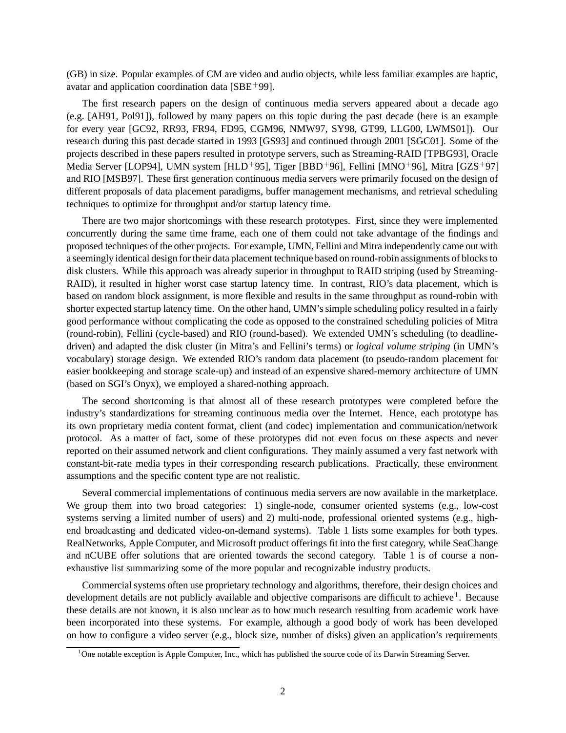(GB) in size. Popular examples of CM are video and audio objects, while less familiar examples are haptic, avatar and application coordination data [SBE+99].

The first research papers on the design of continuous media servers appeared about a decade ago (e.g. [AH91, Pol91]), followed by many papers on this topic during the past decade (here is an example for every year [GC92, RR93, FR94, FD95, CGM96, NMW97, SY98, GT99, LLG00, LWMS01]). Our research during this past decade started in 1993 [GS93] and continued through 2001 [SGC01]. Some of the projects described in these papers resulted in prototype servers, such as Streaming-RAID [TPBG93], Oracle Media Server [LOP94], UMN system [HLD+95], Tiger [BBD+96], Fellini [MNO+96], Mitra [GZS+97] and RIO [MSB97]. These first generation continuous media servers were primarily focused on the design of different proposals of data placement paradigms, buffer management mechanisms, and retrieval scheduling techniques to optimize for throughput and/or startup latency time.

There are two major shortcomings with these research prototypes. First, since they were implemented concurrently during the same time frame, each one of them could not take advantage of the findings and proposed techniques of the other projects. For example, UMN, Fellini and Mitra independently came out with a seemingly identical design for their data placement technique based on round-robin assignments of blocks to disk clusters. While this approach was already superior in throughput to RAID striping (used by Streaming-RAID), it resulted in higher worst case startup latency time. In contrast, RIO's data placement, which is based on random block assignment, is more flexible and results in the same throughput as round-robin with shorter expected startup latency time. On the other hand, UMN's simple scheduling policy resulted in a fairly good performance without complicating the code as opposed to the constrained scheduling policies of Mitra (round-robin), Fellini (cycle-based) and RIO (round-based). We extended UMN's scheduling (to deadline-driven) and adapted the disk cluster (in Mitra's and Fellini's terms) or *logical volume striping* (in UMN's vocabulary) storage design. We extended RIO's random data placement (to pseudo-random placement for easier bookkeeping and storage scale-up) and instead of an expensive shared-memory architecture of UMN (based on SGI's Onyx), we employed a shared-nothing approach.

The second shortcoming is that almost all of these research prototypes were completed before the industry's standardizations for streaming continuous media over the Internet. Hence, each prototype has its own proprietary media content format, client (and codec) implementation and communication/network protocol. As a matter of fact, some of these prototypes did not even focus on these aspects and never reported on their assumed network and client configurations. They mainly assumed a very fast network with constant-bit-rate media types in their corresponding research publications. Practically, these environment assumptions and the specific content type are not realistic.

Several commercial implementations of continuous media servers are now available in the marketplace. We group them into two broad categories: 1) single-node, consumer oriented systems (e.g., low-cost systems serving a limited number of users) and 2) multi-node, professional oriented systems (e.g., high-end broadcasting and dedicated video-on-demand systems). Table 1 lists some examples for both types. RealNetworks, Apple Computer, and Microsoft product offerings fit into the first category, while SeaChange and nCUBE offer solutions that are oriented towards the second category. Table 1 is of course a non-exhaustive list summarizing some of the more popular and recognizable industry products.

Commercial systems often use proprietary technology and algorithms, therefore, their design choices and development details are not publicly available and objective comparisons are difficult to achieve[1]. Because these details are not known, it is also unclear as to how much research resulting from academic work have been incorporated into these systems. For example, although a good body of work has been developed on how to configure a video server (e.g., block size, number of disks) given an application's requirements

[1] One notable exception is Apple Computer, Inc., which has published the source code of its Darwin Streaming Server.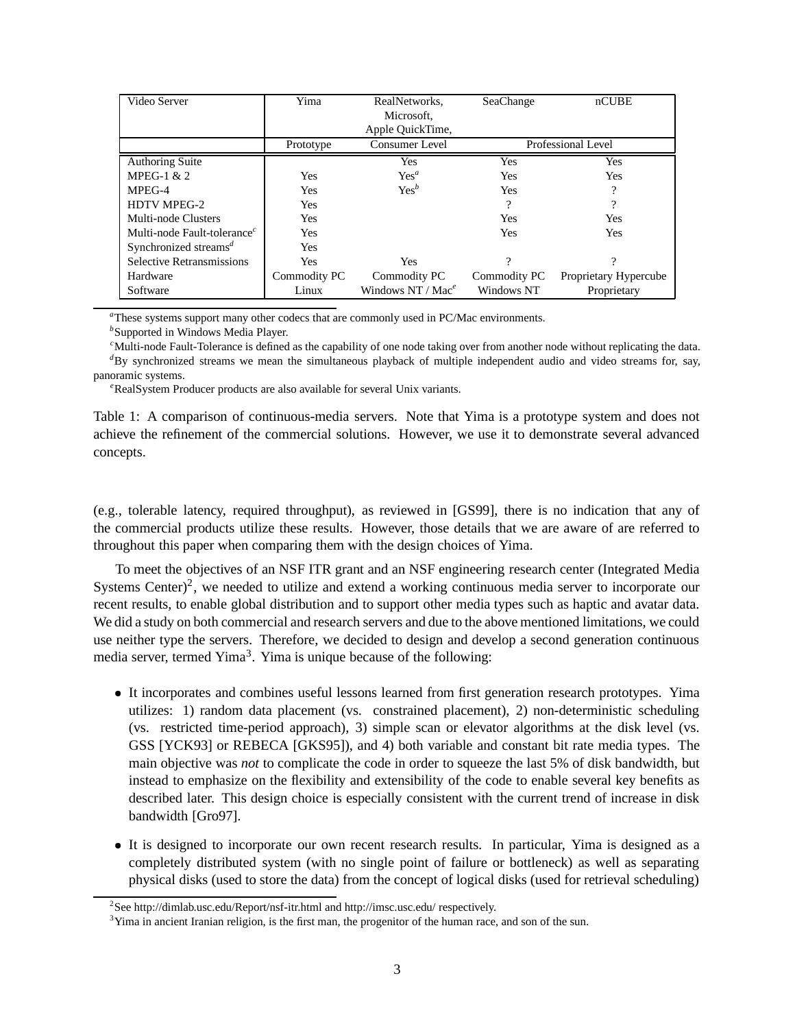| Video Server | Yima | RealNetworks, Microsoft, Apple QuickTime, | SeaChange | nCUBE |
|---|---|---|---|---|
| | Prototype | Consumer Level | Professional Level | |
| Authoring Suite | | Yes | Yes | Yes |
| MPEG-1 & 2 | Yes | Yes[a] | Yes | Yes |
| MPEG-4 | Yes | Yes[b] | Yes | ? |
| HDTV MPEG-2 | Yes | | ? | ? |
| Multi-node Clusters | Yes | | Yes | Yes |
| Multi-node Fault-tolerance[c] | Yes | | Yes | Yes |
| Synchronized streams[d] | Yes | | | |
| Selective Retransmissions | Yes | Yes | ? | ? |
| Hardware | Commodity PC | Commodity PC | Commodity PC | Proprietary Hypercube |
| Software | Linux | Windows NT / Mac[e] | Windows NT | Proprietary |

[a]These systems support many other codecs that are commonly used in PC/Mac environments.

[b]Supported in Windows Media Player.

[c]Multi-node Fault-Tolerance is defined as the capability of one node taking over from another node without replicating the data.

[d]By synchronized streams we mean the simultaneous playback of multiple independent audio and video streams for, say, panoramic systems.

[e]RealSystem Producer products are also available for several Unix variants.

Table 1: A comparison of continuous-media servers. Note that Yima is a prototype system and does not achieve the refinement of the commercial solutions. However, we use it to demonstrate several advanced concepts.

(e.g., tolerable latency, required throughput), as reviewed in [GS99], there is no indication that any of the commercial products utilize these results. However, those details that we are aware of are referred to throughout this paper when comparing them with the design choices of Yima.

To meet the objectives of an NSF ITR grant and an NSF engineering research center (Integrated Media Systems Center)[2], we needed to utilize and extend a working continuous media server to incorporate our recent results, to enable global distribution and to support other media types such as haptic and avatar data. We did a study on both commercial and research servers and due to the above mentioned limitations, we could use neither type the servers. Therefore, we decided to design and develop a second generation continuous media server, termed Yima[3]. Yima is unique because of the following:

- It incorporates and combines useful lessons learned from first generation research prototypes. Yima utilizes: 1) random data placement (vs. constrained placement), 2) non-deterministic scheduling (vs. restricted time-period approach), 3) simple scan or elevator algorithms at the disk level (vs. GSS [YCK93] or REBECA [GKS95]), and 4) both variable and constant bit rate media types. The main objective was *not* to complicate the code in order to squeeze the last 5% of disk bandwidth, but instead to emphasize on the flexibility and extensibility of the code to enable several key benefits as described later. This design choice is especially consistent with the current trend of increase in disk bandwidth [Gro97].
- It is designed to incorporate our own recent research results. In particular, Yima is designed as a completely distributed system (with no single point of failure or bottleneck) as well as separating physical disks (used to store the data) from the concept of logical disks (used for retrieval scheduling)

[2]See http://dimlab.usc.edu/Report/nsf-itr.html and http://imsc.usc.edu/ respectively.

[3]Yima in ancient Iranian religion, is the first man, the progenitor of the human race, and son of the sun.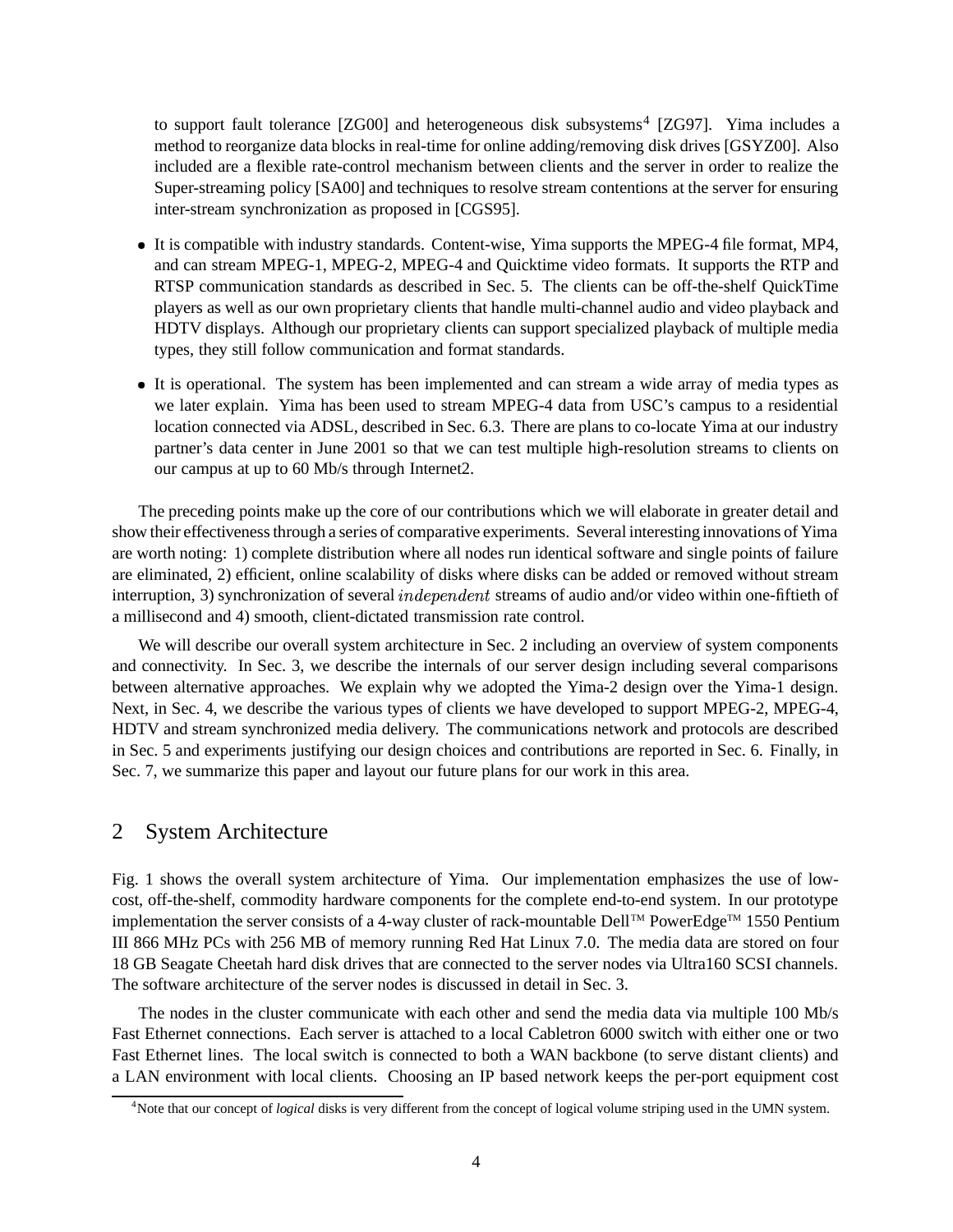to support fault tolerance [ZG00] and heterogeneous disk subsystems[4] [ZG97]. Yima includes a method to reorganize data blocks in real-time for online adding/removing disk drives [GSYZ00]. Also included are a flexible rate-control mechanism between clients and the server in order to realize the Super-streaming policy [SA00] and techniques to resolve stream contentions at the server for ensuring inter-stream synchronization as proposed in [CGS95].

- It is compatible with industry standards. Content-wise, Yima supports the MPEG-4 file format, MP4, and can stream MPEG-1, MPEG-2, MPEG-4 and Quicktime video formats. It supports the RTP and RTSP communication standards as described in Sec. 5. The clients can be off-the-shelf QuickTime players as well as our own proprietary clients that handle multi-channel audio and video playback and HDTV displays. Although our proprietary clients can support specialized playback of multiple media types, they still follow communication and format standards.
- It is operational. The system has been implemented and can stream a wide array of media types as we later explain. Yima has been used to stream MPEG-4 data from USC's campus to a residential location connected via ADSL, described in Sec. 6.3. There are plans to co-locate Yima at our industry partner's data center in June 2001 so that we can test multiple high-resolution streams to clients on our campus at up to 60 Mb/s through Internet2.

The preceding points make up the core of our contributions which we will elaborate in greater detail and show their effectiveness through a series of comparative experiments. Several interesting innovations of Yima are worth noting: 1) complete distribution where all nodes run identical software and single points of failure are eliminated, 2) efficient, online scalability of disks where disks can be added or removed without stream interruption, 3) synchronization of several *independent* streams of audio and/or video within one-fiftieth of a millisecond and 4) smooth, client-dictated transmission rate control.

We will describe our overall system architecture in Sec. 2 including an overview of system components and connectivity. In Sec. 3, we describe the internals of our server design including several comparisons between alternative approaches. We explain why we adopted the Yima-2 design over the Yima-1 design. Next, in Sec. 4, we describe the various types of clients we have developed to support MPEG-2, MPEG-4, HDTV and stream synchronized media delivery. The communications network and protocols are described in Sec. 5 and experiments justifying our design choices and contributions are reported in Sec. 6. Finally, in Sec. 7, we summarize this paper and layout our future plans for our work in this area.

## 2 System Architecture

Fig. 1 shows the overall system architecture of Yima. Our implementation emphasizes the use of low-cost, off-the-shelf, commodity hardware components for the complete end-to-end system. In our prototype implementation the server consists of a 4-way cluster of rack-mountable Dell™ PowerEdge™ 1550 Pentium III 866 MHz PCs with 256 MB of memory running Red Hat Linux 7.0. The media data are stored on four 18 GB Seagate Cheetah hard disk drives that are connected to the server nodes via Ultra160 SCSI channels. The software architecture of the server nodes is discussed in detail in Sec. 3.

The nodes in the cluster communicate with each other and send the media data via multiple 100 Mb/s Fast Ethernet connections. Each server is attached to a local Cabletron 6000 switch with either one or two Fast Ethernet lines. The local switch is connected to both a WAN backbone (to serve distant clients) and a LAN environment with local clients. Choosing an IP based network keeps the per-port equipment cost

[4] Note that our concept of *logical* disks is very different from the concept of logical volume striping used in the UMN system.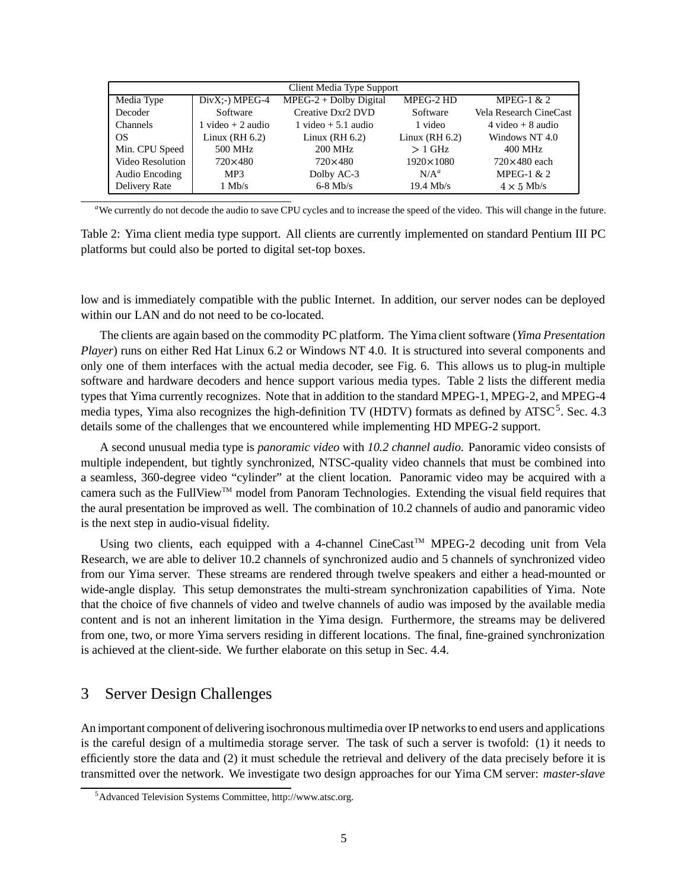| Client Media Type Support | | | | |
|---|---|---|---|---|
| Media Type | DivX;-) MPEG-4 | MPEG-2 + Dolby Digital | MPEG-2 HD | MPEG-1 & 2 |
| Decoder | Software | Creative Dxr2 DVD | Software | Vela Research CineCast |
| Channels | 1 video + 2 audio | 1 video + 5.1 audio | 1 video | 4 video + 8 audio |
| OS | Linux (RH 6.2) | Linux (RH 6.2) | Linux (RH 6.2) | Windows NT 4.0 |
| Min. CPU Speed | 500 MHz | 200 MHz | $> 1$ GHz | 400 MHz |
| Video Resolution | $720\times480$ | $720\times480$ | $1920\times1080$ | $720\times480$ each |
| Audio Encoding | MP3 | Dolby AC-3 | N/A[a] | MPEG-1 & 2 |
| Delivery Rate | 1 Mb/s | 6-8 Mb/s | 19.4 Mb/s | $4 \times 5$ Mb/s |

[a] We currently do not decode the audio to save CPU cycles and to increase the speed of the video. This will change in the future.

Table 2: Yima client media type support. All clients are currently implemented on standard Pentium III PC platforms but could also be ported to digital set-top boxes.

low and is immediately compatible with the public Internet. In addition, our server nodes can be deployed within our LAN and do not need to be co-located.

The clients are again based on the commodity PC platform. The Yima client software (*Yima Presentation Player*) runs on either Red Hat Linux 6.2 or Windows NT 4.0. It is structured into several components and only one of them interfaces with the actual media decoder, see Fig. 6. This allows us to plug-in multiple software and hardware decoders and hence support various media types. Table 2 lists the different media types that Yima currently recognizes. Note that in addition to the standard MPEG-1, MPEG-2, and MPEG-4 media types, Yima also recognizes the high-definition TV (HDTV) formats as defined by ATSC[5]. Sec. 4.3 details some of the challenges that we encountered while implementing HD MPEG-2 support.

A second unusual media type is *panoramic video* with *10.2 channel audio*. Panoramic video consists of multiple independent, but tightly synchronized, NTSC-quality video channels that must be combined into a seamless, 360-degree video "cylinder" at the client location. Panoramic video may be acquired with a camera such as the FullView™ model from Panoram Technologies. Extending the visual field requires that the aural presentation be improved as well. The combination of 10.2 channels of audio and panoramic video is the next step in audio-visual fidelity.

Using two clients, each equipped with a 4-channel CineCast™ MPEG-2 decoding unit from Vela Research, we are able to deliver 10.2 channels of synchronized audio and 5 channels of synchronized video from our Yima server. These streams are rendered through twelve speakers and either a head-mounted or wide-angle display. This setup demonstrates the multi-stream synchronization capabilities of Yima. Note that the choice of five channels of video and twelve channels of audio was imposed by the available media content and is not an inherent limitation in the Yima design. Furthermore, the streams may be delivered from one, two, or more Yima servers residing in different locations. The final, fine-grained synchronization is achieved at the client-side. We further elaborate on this setup in Sec. 4.4.

## 3 Server Design Challenges

An important component of delivering isochronous multimedia over IP networks to end users and applications is the careful design of a multimedia storage server. The task of such a server is twofold: (1) it needs to efficiently store the data and (2) it must schedule the retrieval and delivery of the data precisely before it is transmitted over the network. We investigate two design approaches for our Yima CM server: *master-slave*

[5] Advanced Television Systems Committee, http://www.atsc.org.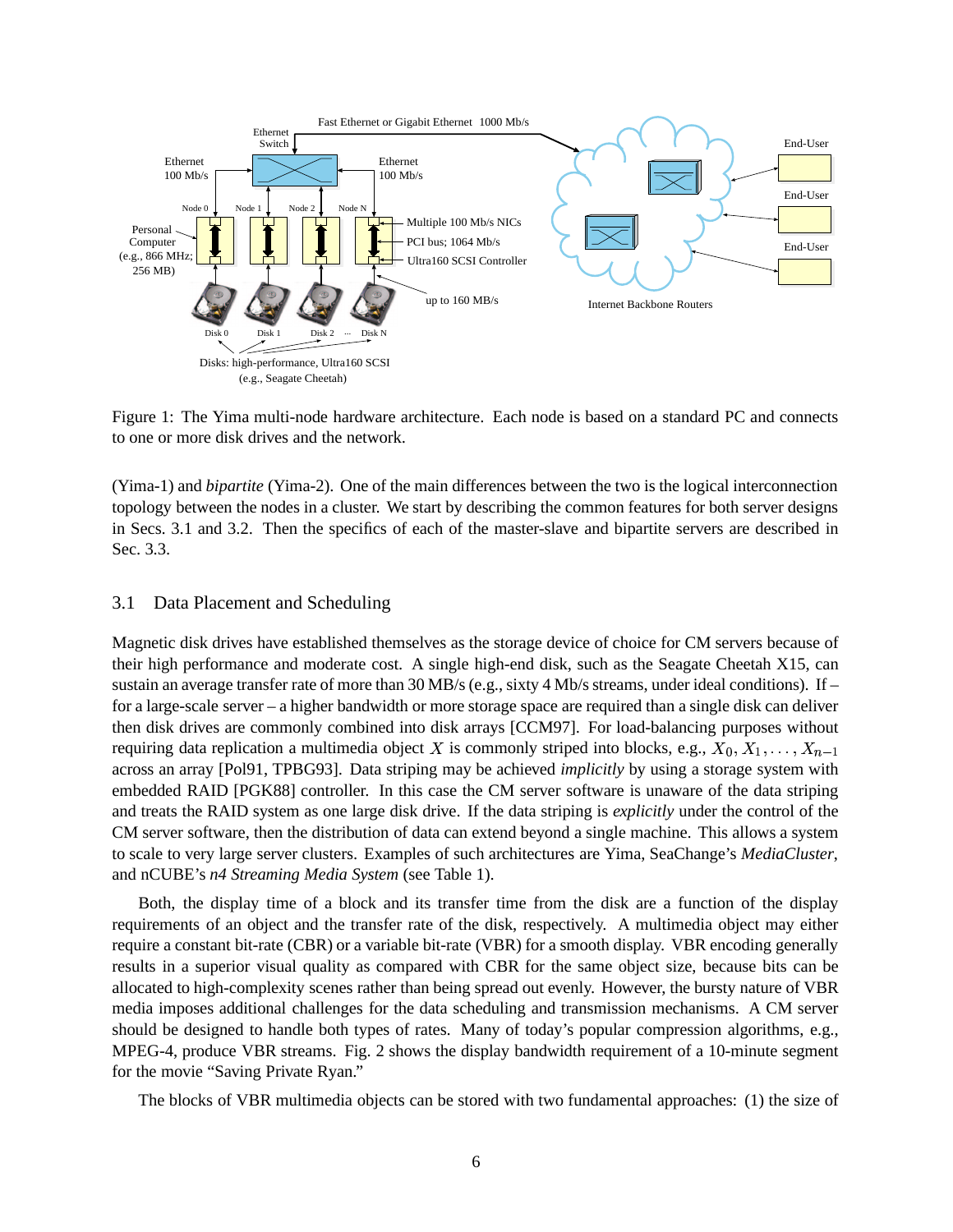Figure 1: The Yima multi-node hardware architecture. Each node is based on a standard PC and connects to one or more disk drives and the network.

(Yima-1) and *bipartite* (Yima-2). One of the main differences between the two is the logical interconnection topology between the nodes in a cluster. We start by describing the common features for both server designs in Secs. 3.1 and 3.2. Then the specifics of each of the master-slave and bipartite servers are described in Sec. 3.3.

### 3.1 Data Placement and Scheduling

Magnetic disk drives have established themselves as the storage device of choice for CM servers because of their high performance and moderate cost. A single high-end disk, such as the Seagate Cheetah X15, can sustain an average transfer rate of more than 30 MB/s (e.g., sixty 4 Mb/s streams, under ideal conditions). If – for a large-scale server – a higher bandwidth or more storage space are required than a single disk can deliver then disk drives are commonly combined into disk arrays [CCM97]. For load-balancing purposes without requiring data replication a multimedia object $X$ is commonly striped into blocks, e.g., $X_0, X_1, \ldots, X_{n-1}$ across an array [Pol91, TPBG93]. Data striping may be achieved *implicitly* by using a storage system with embedded RAID [PGK88] controller. In this case the CM server software is unaware of the data striping and treats the RAID system as one large disk drive. If the data striping is *explicitly* under the control of the CM server software, then the distribution of data can extend beyond a single machine. This allows a system to scale to very large server clusters. Examples of such architectures are Yima, SeaChange's *MediaCluster*, and nCUBE's *n4 Streaming Media System* (see Table 1).

Both, the display time of a block and its transfer time from the disk are a function of the display requirements of an object and the transfer rate of the disk, respectively. A multimedia object may either require a constant bit-rate (CBR) or a variable bit-rate (VBR) for a smooth display. VBR encoding generally results in a superior visual quality as compared with CBR for the same object size, because bits can be allocated to high-complexity scenes rather than being spread out evenly. However, the bursty nature of VBR media imposes additional challenges for the data scheduling and transmission mechanisms. A CM server should be designed to handle both types of rates. Many of today's popular compression algorithms, e.g., MPEG-4, produce VBR streams. Fig. 2 shows the display bandwidth requirement of a 10-minute segment for the movie "Saving Private Ryan."

The blocks of VBR multimedia objects can be stored with two fundamental approaches: (1) the size of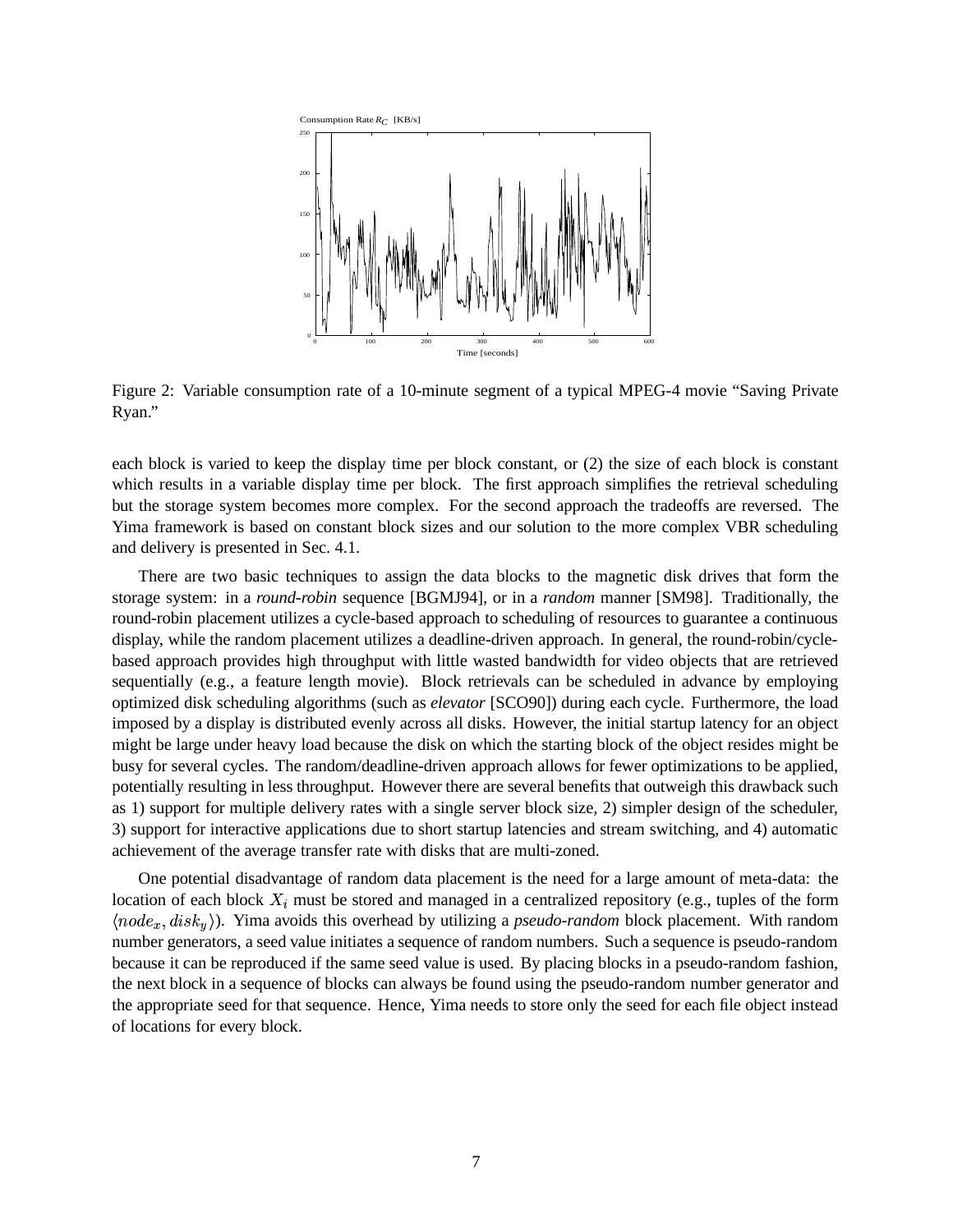Figure 2: Variable consumption rate of a 10-minute segment of a typical MPEG-4 movie "Saving Private Ryan."

each block is varied to keep the display time per block constant, or (2) the size of each block is constant which results in a variable display time per block. The first approach simplifies the retrieval scheduling but the storage system becomes more complex. For the second approach the tradeoffs are reversed. The Yima framework is based on constant block sizes and our solution to the more complex VBR scheduling and delivery is presented in Sec. 4.1.

There are two basic techniques to assign the data blocks to the magnetic disk drives that form the storage system: in a *round-robin* sequence [BGMJ94], or in a *random* manner [SM98]. Traditionally, the round-robin placement utilizes a cycle-based approach to scheduling of resources to guarantee a continuous display, while the random placement utilizes a deadline-driven approach. In general, the round-robin/cycle-based approach provides high throughput with little wasted bandwidth for video objects that are retrieved sequentially (e.g., a feature length movie). Block retrievals can be scheduled in advance by employing optimized disk scheduling algorithms (such as *elevator* [SCO90]) during each cycle. Furthermore, the load imposed by a display is distributed evenly across all disks. However, the initial startup latency for an object might be large under heavy load because the disk on which the starting block of the object resides might be busy for several cycles. The random/deadline-driven approach allows for fewer optimizations to be applied, potentially resulting in less throughput. However there are several benefits that outweigh this drawback such as 1) support for multiple delivery rates with a single server block size, 2) simpler design of the scheduler, 3) support for interactive applications due to short startup latencies and stream switching, and 4) automatic achievement of the average transfer rate with disks that are multi-zoned.

One potential disadvantage of random data placement is the need for a large amount of meta-data: the location of each block $X_i$ must be stored and managed in a centralized repository (e.g., tuples of the form $\langle node_x, disk_y \rangle$). Yima avoids this overhead by utilizing a *pseudo-random* block placement. With random number generators, a seed value initiates a sequence of random numbers. Such a sequence is pseudo-random because it can be reproduced if the same seed value is used. By placing blocks in a pseudo-random fashion, the next block in a sequence of blocks can always be found using the pseudo-random number generator and the appropriate seed for that sequence. Hence, Yima needs to store only the seed for each file object instead of locations for every block.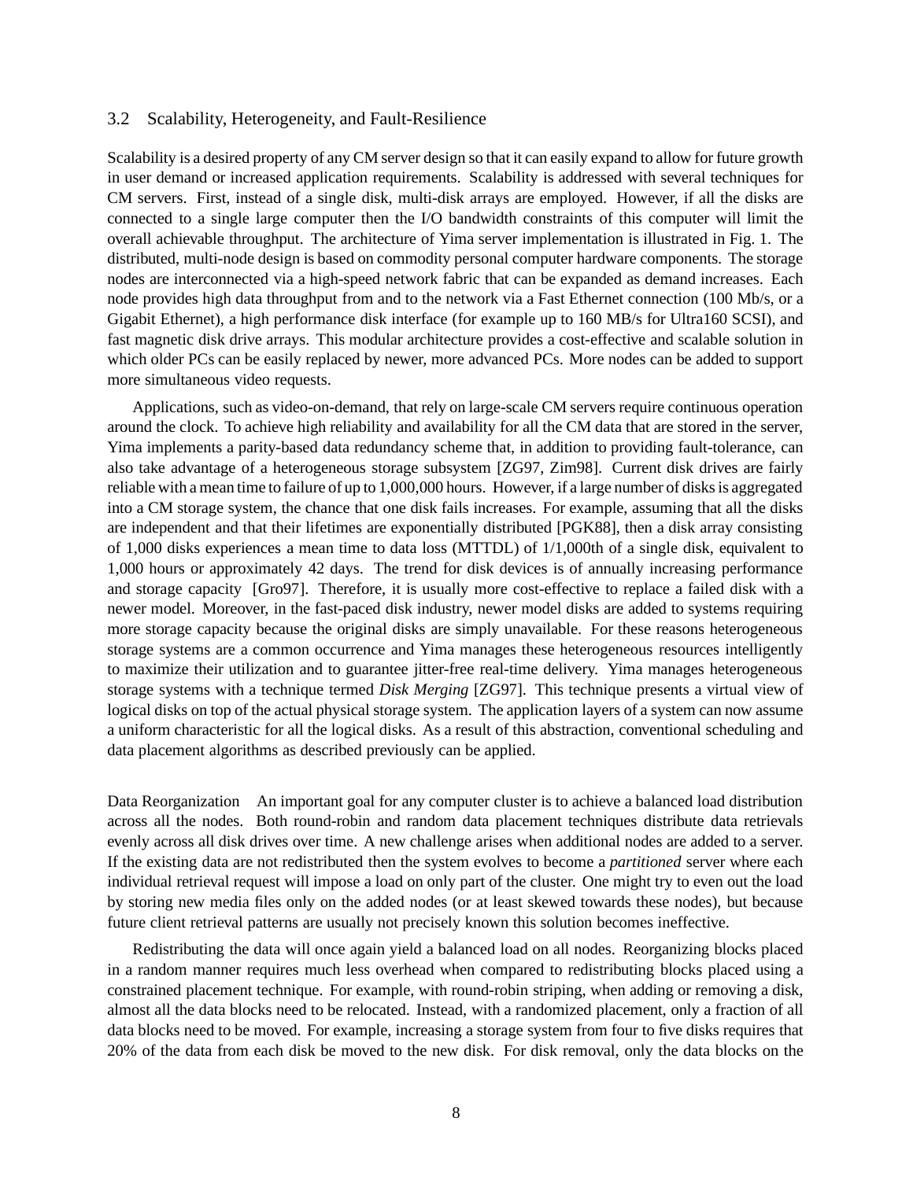### 3.2 Scalability, Heterogeneity, and Fault-Resilience

Scalability is a desired property of any CM server design so that it can easily expand to allow for future growth in user demand or increased application requirements. Scalability is addressed with several techniques for CM servers. First, instead of a single disk, multi-disk arrays are employed. However, if all the disks are connected to a single large computer then the I/O bandwidth constraints of this computer will limit the overall achievable throughput. The architecture of Yima server implementation is illustrated in Fig. 1. The distributed, multi-node design is based on commodity personal computer hardware components. The storage nodes are interconnected via a high-speed network fabric that can be expanded as demand increases. Each node provides high data throughput from and to the network via a Fast Ethernet connection (100 Mb/s, or a Gigabit Ethernet), a high performance disk interface (for example up to 160 MB/s for Ultra160 SCSI), and fast magnetic disk drive arrays. This modular architecture provides a cost-effective and scalable solution in which older PCs can be easily replaced by newer, more advanced PCs. More nodes can be added to support more simultaneous video requests.

Applications, such as video-on-demand, that rely on large-scale CM servers require continuous operation around the clock. To achieve high reliability and availability for all the CM data that are stored in the server, Yima implements a parity-based data redundancy scheme that, in addition to providing fault-tolerance, can also take advantage of a heterogeneous storage subsystem [ZG97, Zim98]. Current disk drives are fairly reliable with a mean time to failure of up to 1,000,000 hours. However, if a large number of disks is aggregated into a CM storage system, the chance that one disk fails increases. For example, assuming that all the disks are independent and that their lifetimes are exponentially distributed [PGK88], then a disk array consisting of 1,000 disks experiences a mean time to data loss (MTTDL) of 1/1,000th of a single disk, equivalent to 1,000 hours or approximately 42 days. The trend for disk devices is of annually increasing performance and storage capacity [Gro97]. Therefore, it is usually more cost-effective to replace a failed disk with a newer model. Moreover, in the fast-paced disk industry, newer model disks are added to systems requiring more storage capacity because the original disks are simply unavailable. For these reasons heterogeneous storage systems are a common occurrence and Yima manages these heterogeneous resources intelligently to maximize their utilization and to guarantee jitter-free real-time delivery. Yima manages heterogeneous storage systems with a technique termed *Disk Merging* [ZG97]. This technique presents a virtual view of logical disks on top of the actual physical storage system. The application layers of a system can now assume a uniform characteristic for all the logical disks. As a result of this abstraction, conventional scheduling and data placement algorithms as described previously can be applied.

Data Reorganization An important goal for any computer cluster is to achieve a balanced load distribution across all the nodes. Both round-robin and random data placement techniques distribute data retrievals evenly across all disk drives over time. A new challenge arises when additional nodes are added to a server. If the existing data are not redistributed then the system evolves to become a *partitioned* server where each individual retrieval request will impose a load on only part of the cluster. One might try to even out the load by storing new media files only on the added nodes (or at least skewed towards these nodes), but because future client retrieval patterns are usually not precisely known this solution becomes ineffective.

Redistributing the data will once again yield a balanced load on all nodes. Reorganizing blocks placed in a random manner requires much less overhead when compared to redistributing blocks placed using a constrained placement technique. For example, with round-robin striping, when adding or removing a disk, almost all the data blocks need to be relocated. Instead, with a randomized placement, only a fraction of all data blocks need to be moved. For example, increasing a storage system from four to five disks requires that 20% of the data from each disk be moved to the new disk. For disk removal, only the data blocks on the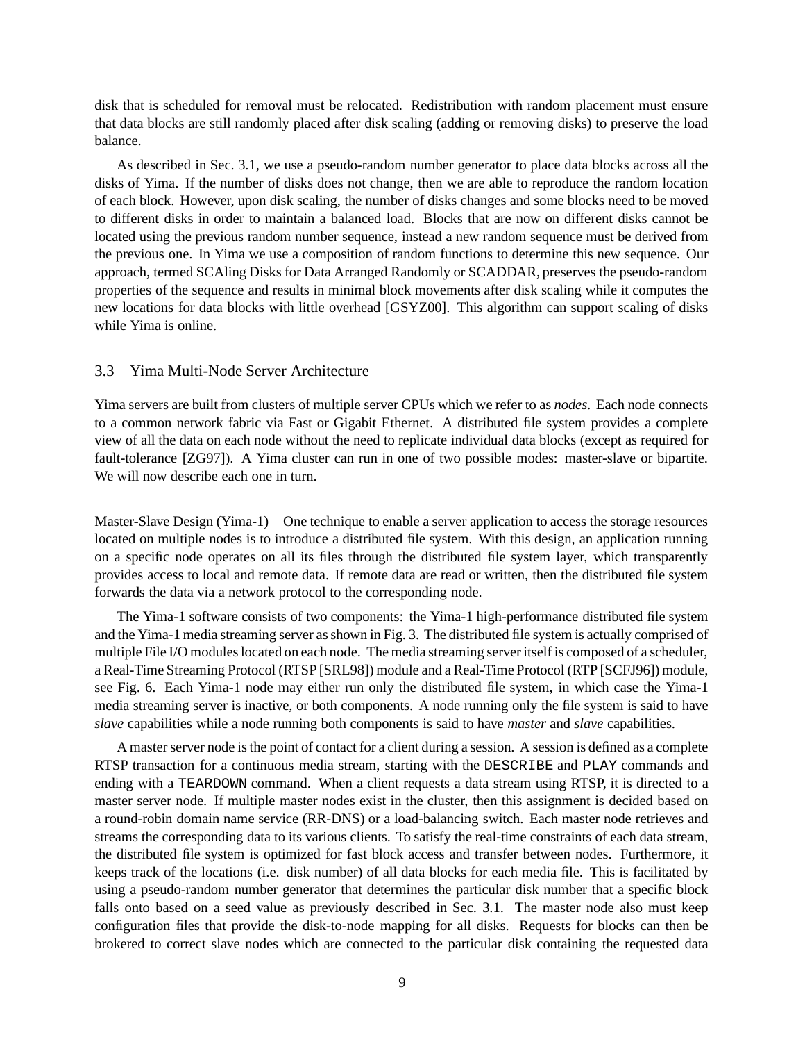disk that is scheduled for removal must be relocated. Redistribution with random placement must ensure that data blocks are still randomly placed after disk scaling (adding or removing disks) to preserve the load balance.

As described in Sec. 3.1, we use a pseudo-random number generator to place data blocks across all the disks of Yima. If the number of disks does not change, then we are able to reproduce the random location of each block. However, upon disk scaling, the number of disks changes and some blocks need to be moved to different disks in order to maintain a balanced load. Blocks that are now on different disks cannot be located using the previous random number sequence, instead a new random sequence must be derived from the previous one. In Yima we use a composition of random functions to determine this new sequence. Our approach, termed SCAling Disks for Data Arranged Randomly or SCADDAR, preserves the pseudo-random properties of the sequence and results in minimal block movements after disk scaling while it computes the new locations for data blocks with little overhead [GSYZ00]. This algorithm can support scaling of disks while Yima is online.

## 3.3 Yima Multi-Node Server Architecture

Yima servers are built from clusters of multiple server CPUs which we refer to as *nodes*. Each node connects to a common network fabric via Fast or Gigabit Ethernet. A distributed file system provides a complete view of all the data on each node without the need to replicate individual data blocks (except as required for fault-tolerance [ZG97]). A Yima cluster can run in one of two possible modes: master-slave or bipartite. We will now describe each one in turn.

### Master-Slave Design (Yima-1)

One technique to enable a server application to access the storage resources located on multiple nodes is to introduce a distributed file system. With this design, an application running on a specific node operates on all its files through the distributed file system layer, which transparently provides access to local and remote data. If remote data are read or written, then the distributed file system forwards the data via a network protocol to the corresponding node.

The Yima-1 software consists of two components: the Yima-1 high-performance distributed file system and the Yima-1 media streaming server as shown in Fig. 3. The distributed file system is actually comprised of multiple File I/O modules located on each node. The media streaming server itself is composed of a scheduler, a Real-Time Streaming Protocol (RTSP [SRL98]) module and a Real-Time Protocol (RTP [SCFJ96]) module, see Fig. 6. Each Yima-1 node may either run only the distributed file system, in which case the Yima-1 media streaming server is inactive, or both components. A node running only the file system is said to have *slave* capabilities while a node running both components is said to have *master* and *slave* capabilities.

A master server node is the point of contact for a client during a session. A session is defined as a complete RTSP transaction for a continuous media stream, starting with the `DESCRIBE` and `PLAY` commands and ending with a `TEARDOWN` command. When a client requests a data stream using RTSP, it is directed to a master server node. If multiple master nodes exist in the cluster, then this assignment is decided based on a round-robin domain name service (RR-DNS) or a load-balancing switch. Each master node retrieves and streams the corresponding data to its various clients. To satisfy the real-time constraints of each data stream, the distributed file system is optimized for fast block access and transfer between nodes. Furthermore, it keeps track of the locations (i.e. disk number) of all data blocks for each media file. This is facilitated by using a pseudo-random number generator that determines the particular disk number that a specific block falls onto based on a seed value as previously described in Sec. 3.1. The master node also must keep configuration files that provide the disk-to-node mapping for all disks. Requests for blocks can then be brokered to correct slave nodes which are connected to the particular disk containing the requested data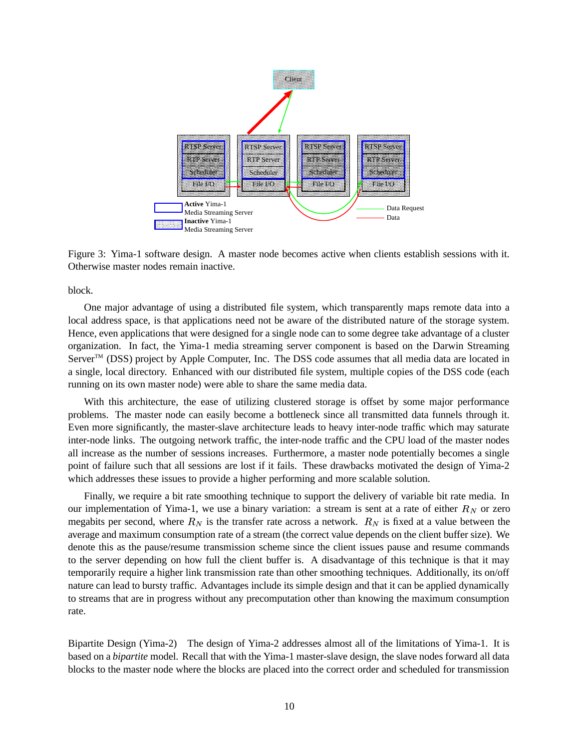Figure 3: Yima-1 software design. A master node becomes active when clients establish sessions with it. Otherwise master nodes remain inactive.

block.

One major advantage of using a distributed file system, which transparently maps remote data into a local address space, is that applications need not be aware of the distributed nature of the storage system. Hence, even applications that were designed for a single node can to some degree take advantage of a cluster organization. In fact, the Yima-1 media streaming server component is based on the Darwin Streaming Server™ (DSS) project by Apple Computer, Inc. The DSS code assumes that all media data are located in a single, local directory. Enhanced with our distributed file system, multiple copies of the DSS code (each running on its own master node) were able to share the same media data.

With this architecture, the ease of utilizing clustered storage is offset by some major performance problems. The master node can easily become a bottleneck since all transmitted data funnels through it. Even more significantly, the master-slave architecture leads to heavy inter-node traffic which may saturate inter-node links. The outgoing network traffic, the inter-node traffic and the CPU load of the master nodes all increase as the number of sessions increases. Furthermore, a master node potentially becomes a single point of failure such that all sessions are lost if it fails. These drawbacks motivated the design of Yima-2 which addresses these issues to provide a higher performing and more scalable solution.

Finally, we require a bit rate smoothing technique to support the delivery of variable bit rate media. In our implementation of Yima-1, we use a binary variation: a stream is sent at a rate of either $R_N$ or zero megabits per second, where $R_N$ is the transfer rate across a network. $R_N$ is fixed at a value between the average and maximum consumption rate of a stream (the correct value depends on the client buffer size). We denote this as the pause/resume transmission scheme since the client issues pause and resume commands to the server depending on how full the client buffer is. A disadvantage of this technique is that it may temporarily require a higher link transmission rate than other smoothing techniques. Additionally, its on/off nature can lead to bursty traffic. Advantages include its simple design and that it can be applied dynamically to streams that are in progress without any precomputation other than knowing the maximum consumption rate.

Bipartite Design (Yima-2) The design of Yima-2 addresses almost all of the limitations of Yima-1. It is based on a *bipartite* model. Recall that with the Yima-1 master-slave design, the slave nodes forward all data blocks to the master node where the blocks are placed into the correct order and scheduled for transmission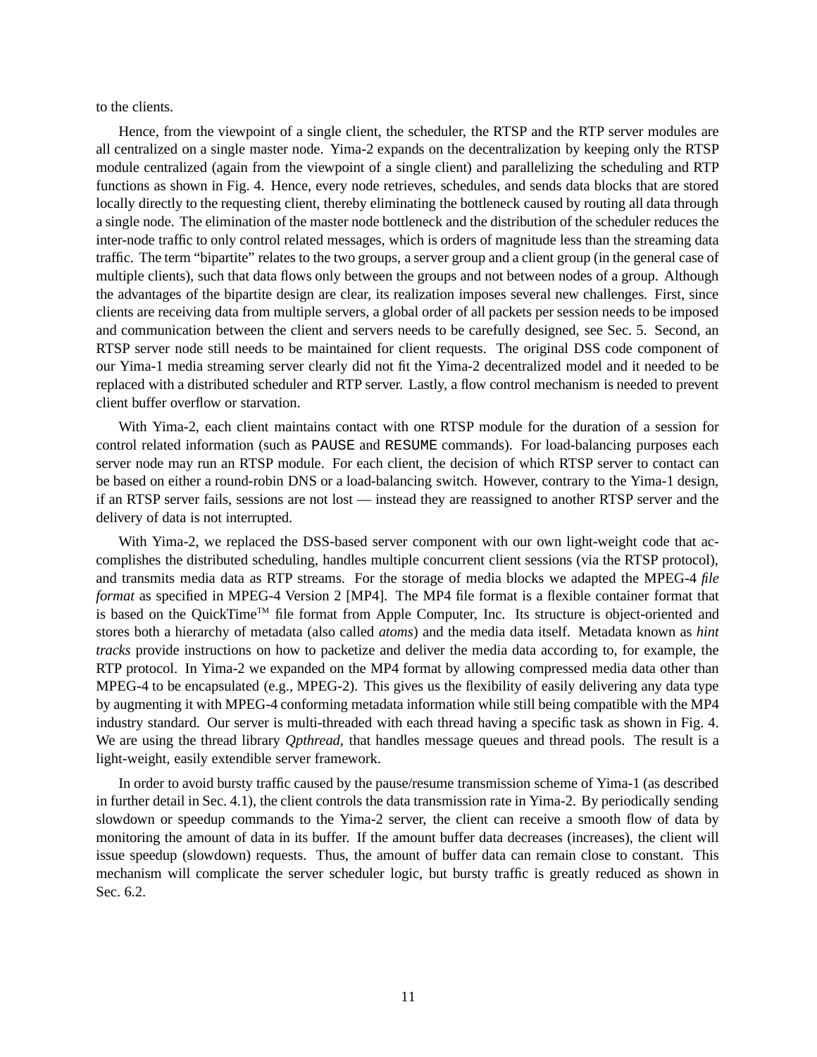to the clients.

Hence, from the viewpoint of a single client, the scheduler, the RTSP and the RTP server modules are all centralized on a single master node. Yima-2 expands on the decentralization by keeping only the RTSP module centralized (again from the viewpoint of a single client) and parallelizing the scheduling and RTP functions as shown in Fig. 4. Hence, every node retrieves, schedules, and sends data blocks that are stored locally directly to the requesting client, thereby eliminating the bottleneck caused by routing all data through a single node. The elimination of the master node bottleneck and the distribution of the scheduler reduces the inter-node traffic to only control related messages, which is orders of magnitude less than the streaming data traffic. The term "bipartite" relates to the two groups, a server group and a client group (in the general case of multiple clients), such that data flows only between the groups and not between nodes of a group. Although the advantages of the bipartite design are clear, its realization imposes several new challenges. First, since clients are receiving data from multiple servers, a global order of all packets per session needs to be imposed and communication between the client and servers needs to be carefully designed, see Sec. 5. Second, an RTSP server node still needs to be maintained for client requests. The original DSS code component of our Yima-1 media streaming server clearly did not fit the Yima-2 decentralized model and it needed to be replaced with a distributed scheduler and RTP server. Lastly, a flow control mechanism is needed to prevent client buffer overflow or starvation.

With Yima-2, each client maintains contact with one RTSP module for the duration of a session for control related information (such as `PAUSE` and `RESUME` commands). For load-balancing purposes each server node may run an RTSP module. For each client, the decision of which RTSP server to contact can be based on either a round-robin DNS or a load-balancing switch. However, contrary to the Yima-1 design, if an RTSP server fails, sessions are not lost — instead they are reassigned to another RTSP server and the delivery of data is not interrupted.

With Yima-2, we replaced the DSS-based server component with our own light-weight code that accomplishes the distributed scheduling, handles multiple concurrent client sessions (via the RTSP protocol), and transmits media data as RTP streams. For the storage of media blocks we adapted the MPEG-4 *file format* as specified in MPEG-4 Version 2 [MP4]. The MP4 file format is a flexible container format that is based on the QuickTime™ file format from Apple Computer, Inc. Its structure is object-oriented and stores both a hierarchy of metadata (also called *atoms*) and the media data itself. Metadata known as *hint tracks* provide instructions on how to packetize and deliver the media data according to, for example, the RTP protocol. In Yima-2 we expanded on the MP4 format by allowing compressed media data other than MPEG-4 to be encapsulated (e.g., MPEG-2). This gives us the flexibility of easily delivering any data type by augmenting it with MPEG-4 conforming metadata information while still being compatible with the MP4 industry standard. Our server is multi-threaded with each thread having a specific task as shown in Fig. 4. We are using the thread library *Qpthread*, that handles message queues and thread pools. The result is a light-weight, easily extendible server framework.

In order to avoid bursty traffic caused by the pause/resume transmission scheme of Yima-1 (as described in further detail in Sec. 4.1), the client controls the data transmission rate in Yima-2. By periodically sending slowdown or speedup commands to the Yima-2 server, the client can receive a smooth flow of data by monitoring the amount of data in its buffer. If the amount buffer data decreases (increases), the client will issue speedup (slowdown) requests. Thus, the amount of buffer data can remain close to constant. This mechanism will complicate the server scheduler logic, but bursty traffic is greatly reduced as shown in Sec. 6.2.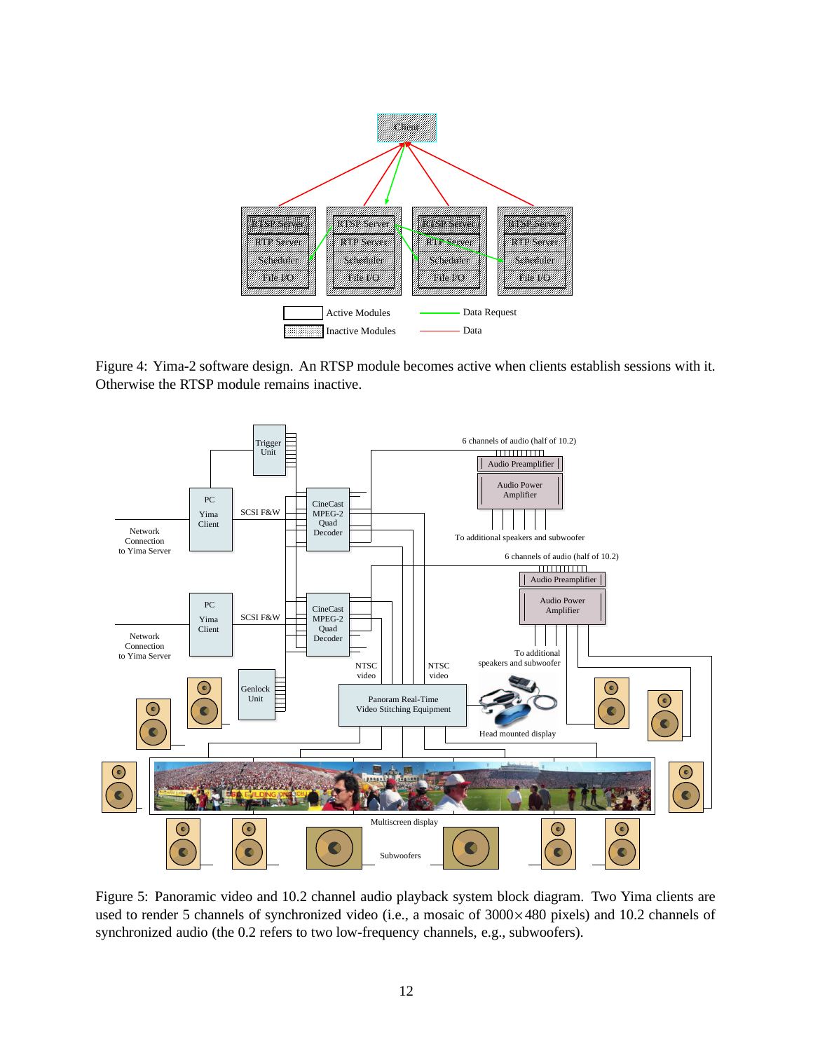Figure 4: Yima-2 software design. An RTSP module becomes active when clients establish sessions with it. Otherwise the RTSP module remains inactive.

Figure 5: Panoramic video and 10.2 channel audio playback system block diagram. Two Yima clients are used to render 5 channels of synchronized video (i.e., a mosaic of $3000 \times 480$ pixels) and 10.2 channels of synchronized audio (the 0.2 refers to two low-frequency channels, e.g., subwoofers).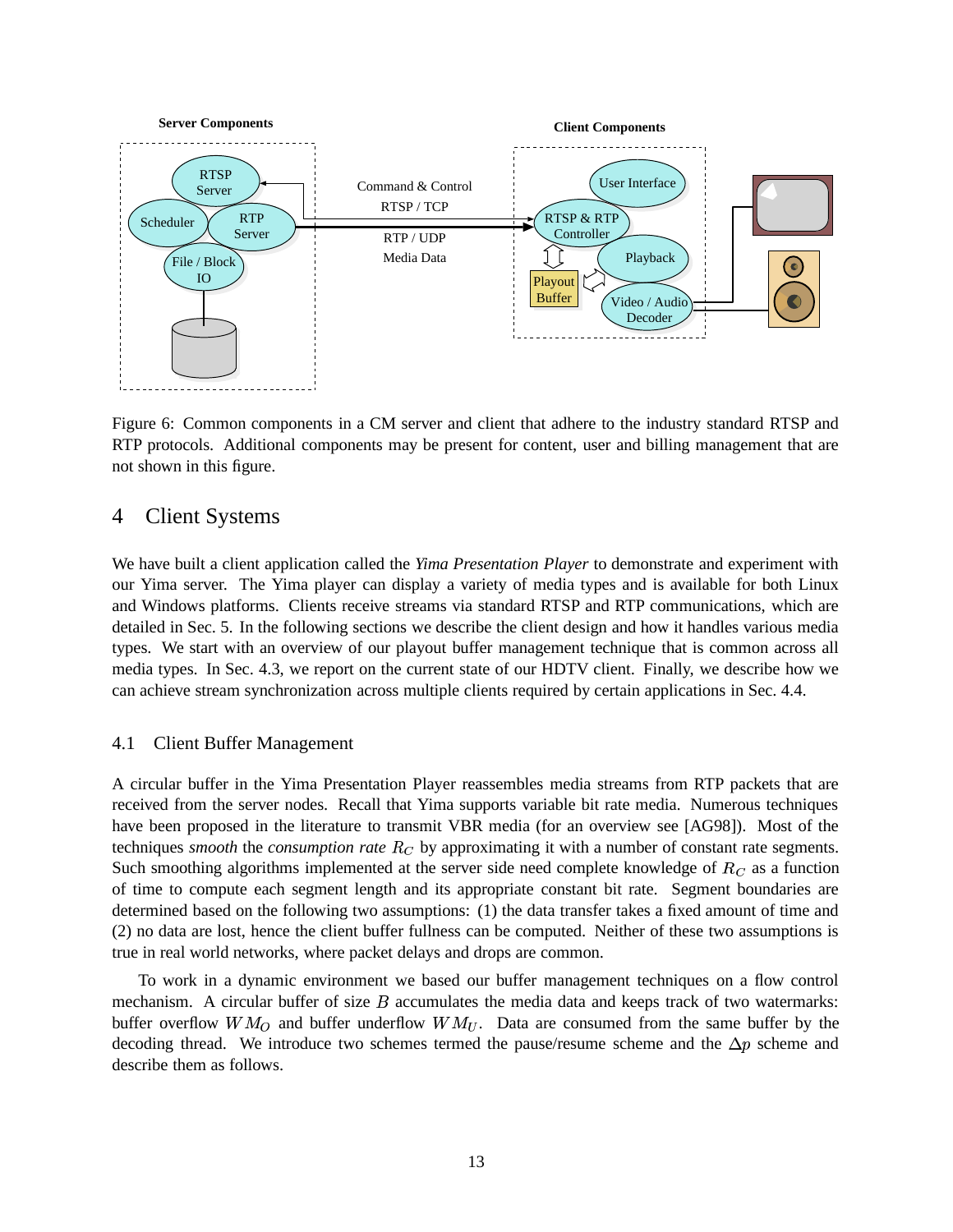Figure 6: Common components in a CM server and client that adhere to the industry standard RTSP and RTP protocols. Additional components may be present for content, user and billing management that are not shown in this figure.

## 4 Client Systems

We have built a client application called the *Yima Presentation Player* to demonstrate and experiment with our Yima server. The Yima player can display a variety of media types and is available for both Linux and Windows platforms. Clients receive streams via standard RTSP and RTP communications, which are detailed in Sec. 5. In the following sections we describe the client design and how it handles various media types. We start with an overview of our playout buffer management technique that is common across all media types. In Sec. 4.3, we report on the current state of our HDTV client. Finally, we describe how we can achieve stream synchronization across multiple clients required by certain applications in Sec. 4.4.

### 4.1 Client Buffer Management

A circular buffer in the Yima Presentation Player reassembles media streams from RTP packets that are received from the server nodes. Recall that Yima supports variable bit rate media. Numerous techniques have been proposed in the literature to transmit VBR media (for an overview see [AG98]). Most of the techniques *smooth* the *consumption rate* $R_C$ by approximating it with a number of constant rate segments. Such smoothing algorithms implemented at the server side need complete knowledge of $R_C$ as a function of time to compute each segment length and its appropriate constant bit rate. Segment boundaries are determined based on the following two assumptions: (1) the data transfer takes a fixed amount of time and (2) no data are lost, hence the client buffer fullness can be computed. Neither of these two assumptions is true in real world networks, where packet delays and drops are common.

To work in a dynamic environment we based our buffer management techniques on a flow control mechanism. A circular buffer of size $B$ accumulates the media data and keeps track of two watermarks: buffer overflow $WM_O$ and buffer underflow $WM_U$. Data are consumed from the same buffer by the decoding thread. We introduce two schemes termed the pause/resume scheme and the $\Delta p$ scheme and describe them as follows.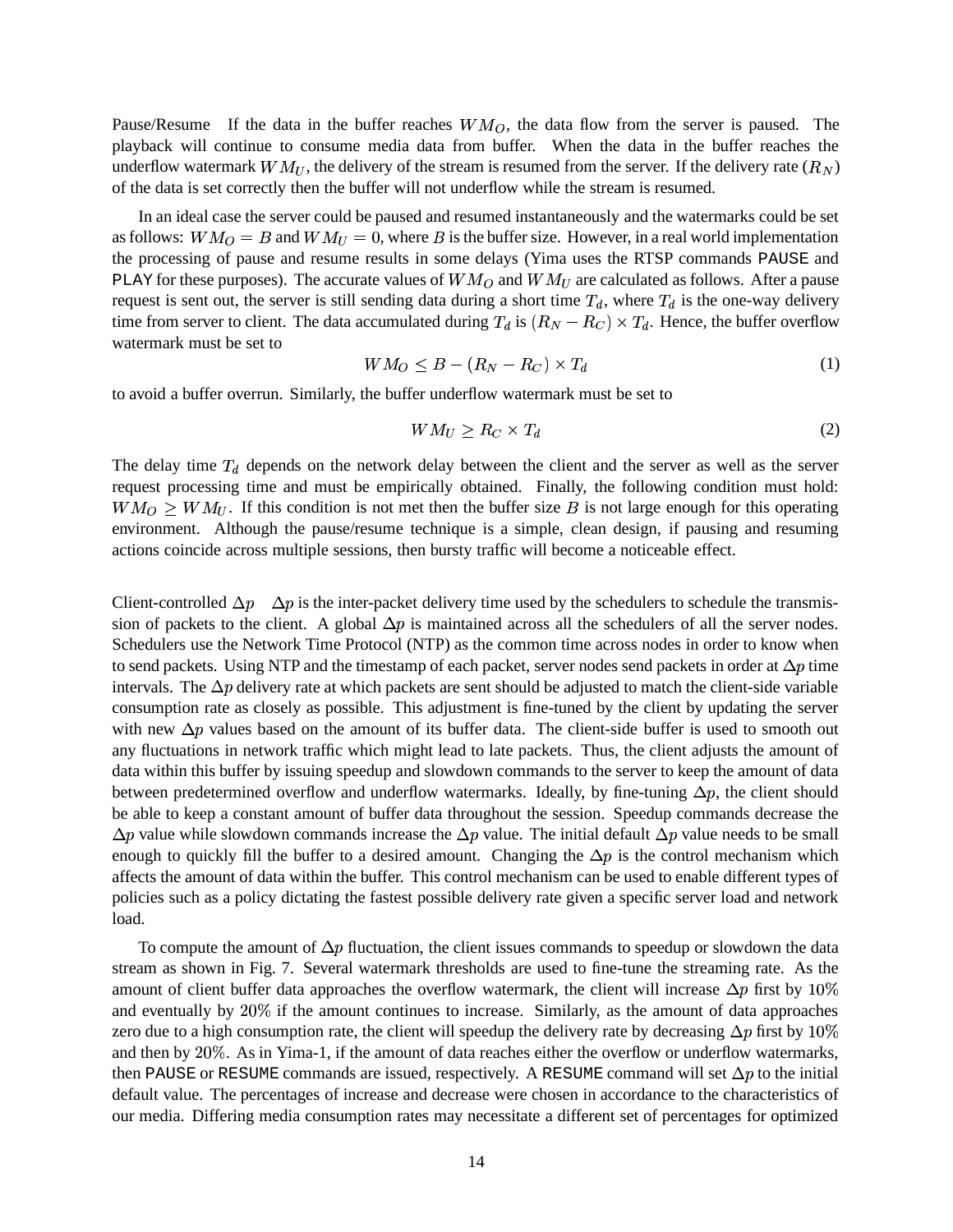Pause/Resume If the data in the buffer reaches $WM_O$, the data flow from the server is paused. The playback will continue to consume media data from buffer. When the data in the buffer reaches the underflow watermark $WM_U$, the delivery of the stream is resumed from the server. If the delivery rate ($R_N$) of the data is set correctly then the buffer will not underflow while the stream is resumed.

In an ideal case the server could be paused and resumed instantaneously and the watermarks could be set as follows: $WM_O = B$ and $WM_U = 0$, where $B$ is the buffer size. However, in a real world implementation the processing of pause and resume results in some delays (Yima uses the RTSP commands PAUSE and PLAY for these purposes). The accurate values of $WM_O$ and $WM_U$ are calculated as follows. After a pause request is sent out, the server is still sending data during a short time $T_d$, where $T_d$ is the one-way delivery time from server to client. The data accumulated during $T_d$ is $(R_N - R_C) \times T_d$. Hence, the buffer overflow watermark must be set to

$$WM_O \leq B - (R_N - R_C) \times T_d \tag{1}$$

to avoid a buffer overrun. Similarly, the buffer underflow watermark must be set to

$$WM_U \geq R_C \times T_d \tag{2}$$

The delay time $T_d$ depends on the network delay between the client and the server as well as the server request processing time and must be empirically obtained. Finally, the following condition must hold: $WM_O \geq WM_U$. If this condition is not met then the buffer size $B$ is not large enough for this operating environment. Although the pause/resume technique is a simple, clean design, if pausing and resuming actions coincide across multiple sessions, then bursty traffic will become a noticeable effect.

Client-controlled $\Delta p$ $\Delta p$ is the inter-packet delivery time used by the schedulers to schedule the transmission of packets to the client. A global $\Delta p$ is maintained across all the schedulers of all the server nodes. Schedulers use the Network Time Protocol (NTP) as the common time across nodes in order to know when to send packets. Using NTP and the timestamp of each packet, server nodes send packets in order at $\Delta p$ time intervals. The $\Delta p$ delivery rate at which packets are sent should be adjusted to match the client-side variable consumption rate as closely as possible. This adjustment is fine-tuned by the client by updating the server with new $\Delta p$ values based on the amount of its buffer data. The client-side buffer is used to smooth out any fluctuations in network traffic which might lead to late packets. Thus, the client adjusts the amount of data within this buffer by issuing speedup and slowdown commands to the server to keep the amount of data between predetermined overflow and underflow watermarks. Ideally, by fine-tuning $\Delta p$, the client should be able to keep a constant amount of buffer data throughout the session. Speedup commands decrease the $\Delta p$ value while slowdown commands increase the $\Delta p$ value. The initial default $\Delta p$ value needs to be small enough to quickly fill the buffer to a desired amount. Changing the $\Delta p$ is the control mechanism which affects the amount of data within the buffer. This control mechanism can be used to enable different types of policies such as a policy dictating the fastest possible delivery rate given a specific server load and network load.

To compute the amount of $\Delta p$ fluctuation, the client issues commands to speedup or slowdown the data stream as shown in Fig. 7. Several watermark thresholds are used to fine-tune the streaming rate. As the amount of client buffer data approaches the overflow watermark, the client will increase $\Delta p$ first by $10\%$ and eventually by $20\%$ if the amount continues to increase. Similarly, as the amount of data approaches zero due to a high consumption rate, the client will speedup the delivery rate by decreasing $\Delta p$ first by $10\%$ and then by $20\%$. As in Yima-1, if the amount of data reaches either the overflow or underflow watermarks, then PAUSE or RESUME commands are issued, respectively. A RESUME command will set $\Delta p$ to the initial default value. The percentages of increase and decrease were chosen in accordance to the characteristics of our media. Differing media consumption rates may necessitate a different set of percentages for optimized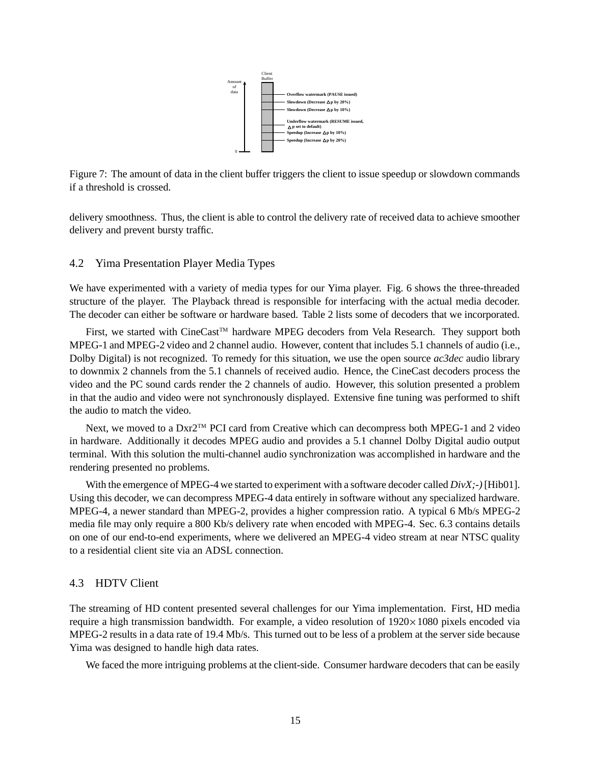Figure 7: The amount of data in the client buffer triggers the client to issue speedup or slowdown commands if a threshold is crossed.

delivery smoothness. Thus, the client is able to control the delivery rate of received data to achieve smoother delivery and prevent bursty traffic.

## 4.2 Yima Presentation Player Media Types

We have experimented with a variety of media types for our Yima player. Fig. 6 shows the three-threaded structure of the player. The Playback thread is responsible for interfacing with the actual media decoder. The decoder can either be software or hardware based. Table 2 lists some of decoders that we incorporated.

First, we started with CineCast™ hardware MPEG decoders from Vela Research. They support both MPEG-1 and MPEG-2 video and 2 channel audio. However, content that includes 5.1 channels of audio (i.e., Dolby Digital) is not recognized. To remedy for this situation, we use the open source *ac3dec* audio library to downmix 2 channels from the 5.1 channels of received audio. Hence, the CineCast decoders process the video and the PC sound cards render the 2 channels of audio. However, this solution presented a problem in that the audio and video were not synchronously displayed. Extensive fine tuning was performed to shift the audio to match the video.

Next, we moved to a Dxr2™ PCI card from Creative which can decompress both MPEG-1 and 2 video in hardware. Additionally it decodes MPEG audio and provides a 5.1 channel Dolby Digital audio output terminal. With this solution the multi-channel audio synchronization was accomplished in hardware and the rendering presented no problems.

With the emergence of MPEG-4 we started to experiment with a software decoder called *DivX;-)* [Hib01]. Using this decoder, we can decompress MPEG-4 data entirely in software without any specialized hardware. MPEG-4, a newer standard than MPEG-2, provides a higher compression ratio. A typical 6 Mb/s MPEG-2 media file may only require a 800 Kb/s delivery rate when encoded with MPEG-4. Sec. 6.3 contains details on one of our end-to-end experiments, where we delivered an MPEG-4 video stream at near NTSC quality to a residential client site via an ADSL connection.

## 4.3 HDTV Client

The streaming of HD content presented several challenges for our Yima implementation. First, HD media require a high transmission bandwidth. For example, a video resolution of $1920 \times 1080$ pixels encoded via MPEG-2 results in a data rate of 19.4 Mb/s. This turned out to be less of a problem at the server side because Yima was designed to handle high data rates.

We faced the more intriguing problems at the client-side. Consumer hardware decoders that can be easily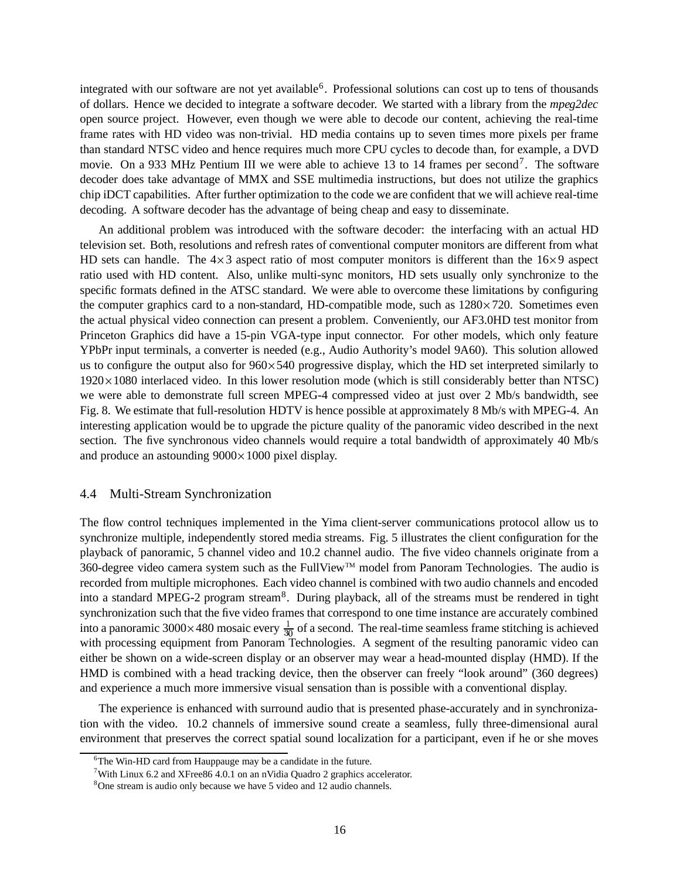integrated with our software are not yet available[6]. Professional solutions can cost up to tens of thousands of dollars. Hence we decided to integrate a software decoder. We started with a library from the *mpeg2dec* open source project. However, even though we were able to decode our content, achieving the real-time frame rates with HD video was non-trivial. HD media contains up to seven times more pixels per frame than standard NTSC video and hence requires much more CPU cycles to decode than, for example, a DVD movie. On a 933 MHz Pentium III we were able to achieve 13 to 14 frames per second[7]. The software decoder does take advantage of MMX and SSE multimedia instructions, but does not utilize the graphics chip iDCT capabilities. After further optimization to the code we are confident that we will achieve real-time decoding. A software decoder has the advantage of being cheap and easy to disseminate.

An additional problem was introduced with the software decoder: the interfacing with an actual HD television set. Both, resolutions and refresh rates of conventional computer monitors are different from what HD sets can handle. The $4\times3$ aspect ratio of most computer monitors is different than the $16\times9$ aspect ratio used with HD content. Also, unlike multi-sync monitors, HD sets usually only synchronize to the specific formats defined in the ATSC standard. We were able to overcome these limitations by configuring the computer graphics card to a non-standard, HD-compatible mode, such as $1280\times720$. Sometimes even the actual physical video connection can present a problem. Conveniently, our AF3.0HD test monitor from Princeton Graphics did have a 15-pin VGA-type input connector. For other models, which only feature YPbPr input terminals, a converter is needed (e.g., Audio Authority's model 9A60). This solution allowed us to configure the output also for $960\times540$ progressive display, which the HD set interpreted similarly to $1920\times1080$ interlaced video. In this lower resolution mode (which is still considerably better than NTSC) we were able to demonstrate full screen MPEG-4 compressed video at just over 2 Mb/s bandwidth, see Fig. 8. We estimate that full-resolution HDTV is hence possible at approximately 8 Mb/s with MPEG-4. An interesting application would be to upgrade the picture quality of the panoramic video described in the next section. The five synchronous video channels would require a total bandwidth of approximately 40 Mb/s and produce an astounding $9000\times1000$ pixel display.

### 4.4 Multi-Stream Synchronization

The flow control techniques implemented in the Yima client-server communications protocol allow us to synchronize multiple, independently stored media streams. Fig. 5 illustrates the client configuration for the playback of panoramic, 5 channel video and 10.2 channel audio. The five video channels originate from a 360-degree video camera system such as the FullView™ model from Panoram Technologies. The audio is recorded from multiple microphones. Each video channel is combined with two audio channels and encoded into a standard MPEG-2 program stream[8]. During playback, all of the streams must be rendered in tight synchronization such that the five video frames that correspond to one time instance are accurately combined into a panoramic $3000\times480$ mosaic every $\frac{1}{30}$ of a second. The real-time seamless frame stitching is achieved with processing equipment from Panoram Technologies. A segment of the resulting panoramic video can either be shown on a wide-screen display or an observer may wear a head-mounted display (HMD). If the HMD is combined with a head tracking device, then the observer can freely "look around" (360 degrees) and experience a much more immersive visual sensation than is possible with a conventional display.

The experience is enhanced with surround audio that is presented phase-accurately and in synchronization with the video. 10.2 channels of immersive sound create a seamless, fully three-dimensional aural environment that preserves the correct spatial sound localization for a participant, even if he or she moves

---

[6] The Win-HD card from Hauppauge may be a candidate in the future.

[7] With Linux 6.2 and XFree86 4.0.1 on an nVidia Quadro 2 graphics accelerator.

[8] One stream is audio only because we have 5 video and 12 audio channels.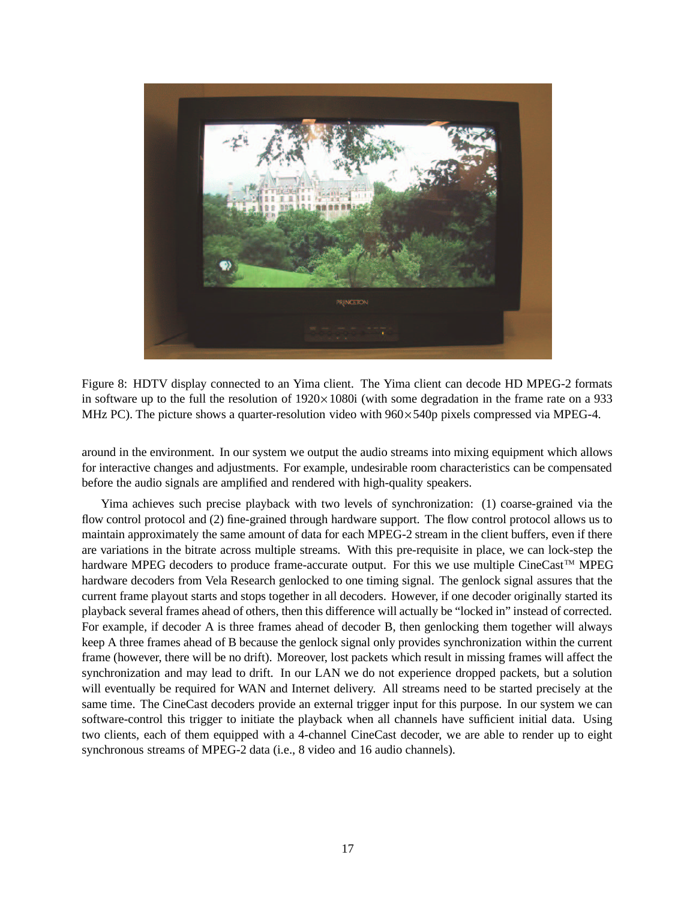Figure 8: HDTV display connected to an Yima client. The Yima client can decode HD MPEG-2 formats in software up to the full the resolution of 1920×1080i (with some degradation in the frame rate on a 933 MHz PC). The picture shows a quarter-resolution video with 960×540p pixels compressed via MPEG-4.

around in the environment. In our system we output the audio streams into mixing equipment which allows for interactive changes and adjustments. For example, undesirable room characteristics can be compensated before the audio signals are amplified and rendered with high-quality speakers.

Yima achieves such precise playback with two levels of synchronization: (1) coarse-grained via the flow control protocol and (2) fine-grained through hardware support. The flow control protocol allows us to maintain approximately the same amount of data for each MPEG-2 stream in the client buffers, even if there are variations in the bitrate across multiple streams. With this pre-requisite in place, we can lock-step the hardware MPEG decoders to produce frame-accurate output. For this we use multiple CineCast™ MPEG hardware decoders from Vela Research genlocked to one timing signal. The genlock signal assures that the current frame playout starts and stops together in all decoders. However, if one decoder originally started its playback several frames ahead of others, then this difference will actually be "locked in" instead of corrected. For example, if decoder A is three frames ahead of decoder B, then genlocking them together will always keep A three frames ahead of B because the genlock signal only provides synchronization within the current frame (however, there will be no drift). Moreover, lost packets which result in missing frames will affect the synchronization and may lead to drift. In our LAN we do not experience dropped packets, but a solution will eventually be required for WAN and Internet delivery. All streams need to be started precisely at the same time. The CineCast decoders provide an external trigger input for this purpose. In our system we can software-control this trigger to initiate the playback when all channels have sufficient initial data. Using two clients, each of them equipped with a 4-channel CineCast decoder, we are able to render up to eight synchronous streams of MPEG-2 data (i.e., 8 video and 16 audio channels).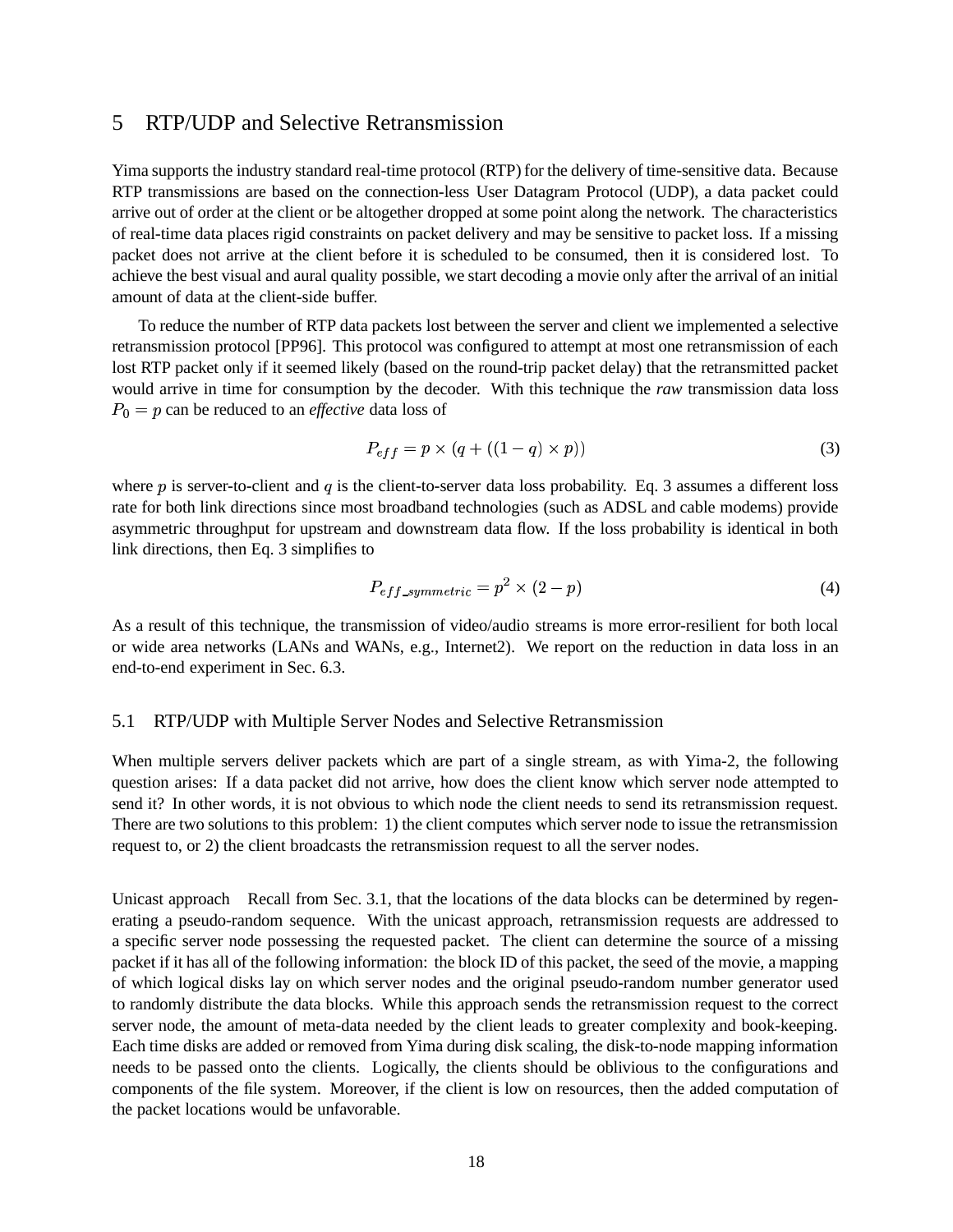## 5 RTP/UDP and Selective Retransmission

Yima supports the industry standard real-time protocol (RTP) for the delivery of time-sensitive data. Because RTP transmissions are based on the connection-less User Datagram Protocol (UDP), a data packet could arrive out of order at the client or be altogether dropped at some point along the network. The characteristics of real-time data places rigid constraints on packet delivery and may be sensitive to packet loss. If a missing packet does not arrive at the client before it is scheduled to be consumed, then it is considered lost. To achieve the best visual and aural quality possible, we start decoding a movie only after the arrival of an initial amount of data at the client-side buffer.

To reduce the number of RTP data packets lost between the server and client we implemented a selective retransmission protocol [PP96]. This protocol was configured to attempt at most one retransmission of each lost RTP packet only if it seemed likely (based on the round-trip packet delay) that the retransmitted packet would arrive in time for consumption by the decoder. With this technique the *raw* transmission data loss $P_0 = p$ can be reduced to an *effective* data loss of

$$P_{eff} = p \times (q + ((1 - q) \times p)) \tag{3}$$

where $p$ is server-to-client and $q$ is the client-to-server data loss probability. Eq. 3 assumes a different loss rate for both link directions since most broadband technologies (such as ADSL and cable modems) provide asymmetric throughput for upstream and downstream data flow. If the loss probability is identical in both link directions, then Eq. 3 simplifies to

$$P_{eff\_symmetric} = p^2 \times (2 - p) \tag{4}$$

As a result of this technique, the transmission of video/audio streams is more error-resilient for both local or wide area networks (LANs and WANs, e.g., Internet2). We report on the reduction in data loss in an end-to-end experiment in Sec. 6.3.

### 5.1 RTP/UDP with Multiple Server Nodes and Selective Retransmission

When multiple servers deliver packets which are part of a single stream, as with Yima-2, the following question arises: If a data packet did not arrive, how does the client know which server node attempted to send it? In other words, it is not obvious to which node the client needs to send its retransmission request. There are two solutions to this problem: 1) the client computes which server node to issue the retransmission request to, or 2) the client broadcasts the retransmission request to all the server nodes.

**Unicast approach** Recall from Sec. 3.1, that the locations of the data blocks can be determined by regenerating a pseudo-random sequence. With the unicast approach, retransmission requests are addressed to a specific server node possessing the requested packet. The client can determine the source of a missing packet if it has all of the following information: the block ID of this packet, the seed of the movie, a mapping of which logical disks lay on which server nodes and the original pseudo-random number generator used to randomly distribute the data blocks. While this approach sends the retransmission request to the correct server node, the amount of meta-data needed by the client leads to greater complexity and book-keeping. Each time disks are added or removed from Yima during disk scaling, the disk-to-node mapping information needs to be passed onto the clients. Logically, the clients should be oblivious to the configurations and components of the file system. Moreover, if the client is low on resources, then the added computation of the packet locations would be unfavorable.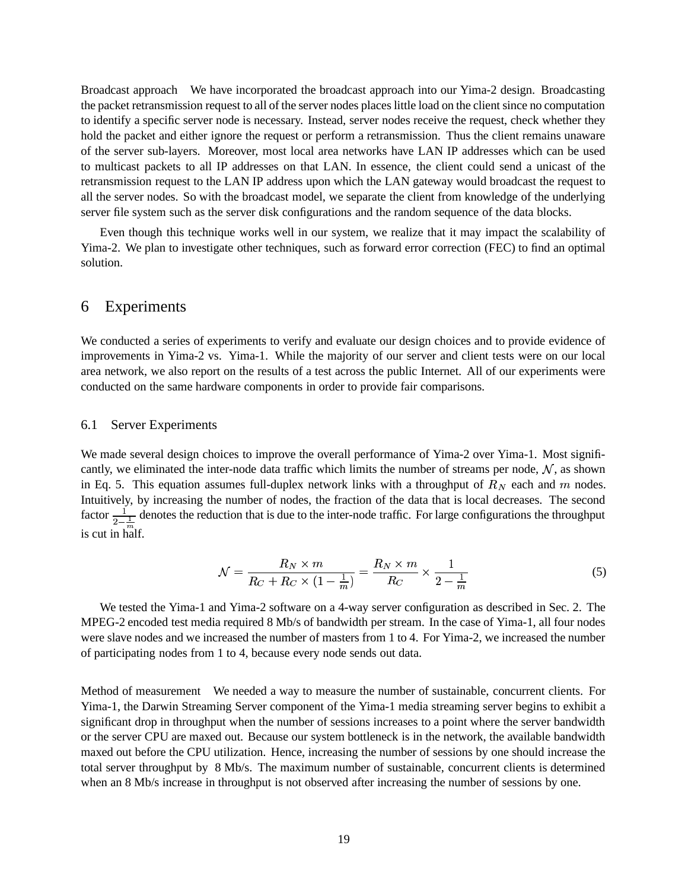Broadcast approach We have incorporated the broadcast approach into our Yima-2 design. Broadcasting the packet retransmission request to all of the server nodes places little load on the client since no computation to identify a specific server node is necessary. Instead, server nodes receive the request, check whether they hold the packet and either ignore the request or perform a retransmission. Thus the client remains unaware of the server sub-layers. Moreover, most local area networks have LAN IP addresses which can be used to multicast packets to all IP addresses on that LAN. In essence, the client could send a unicast of the retransmission request to the LAN IP address upon which the LAN gateway would broadcast the request to all the server nodes. So with the broadcast model, we separate the client from knowledge of the underlying server file system such as the server disk configurations and the random sequence of the data blocks.

Even though this technique works well in our system, we realize that it may impact the scalability of Yima-2. We plan to investigate other techniques, such as forward error correction (FEC) to find an optimal solution.

# 6 Experiments

We conducted a series of experiments to verify and evaluate our design choices and to provide evidence of improvements in Yima-2 vs. Yima-1. While the majority of our server and client tests were on our local area network, we also report on the results of a test across the public Internet. All of our experiments were conducted on the same hardware components in order to provide fair comparisons.

## 6.1 Server Experiments

We made several design choices to improve the overall performance of Yima-2 over Yima-1. Most significantly, we eliminated the inter-node data traffic which limits the number of streams per node, $\mathcal{N}$, as shown in Eq. 5. This equation assumes full-duplex network links with a throughput of $R_N$ each and $m$ nodes. Intuitively, by increasing the number of nodes, the fraction of the data that is local decreases. The second factor $\frac{1}{2-\frac{1}{m}}$ denotes the reduction that is due to the inter-node traffic. For large configurations the throughput is cut in half.

$$\mathcal{N} = \frac{R_N \times m}{R_C + R_C \times (1 - \frac{1}{m})} = \frac{R_N \times m}{R_C} \times \frac{1}{2 - \frac{1}{m}} \tag{5}$$

We tested the Yima-1 and Yima-2 software on a 4-way server configuration as described in Sec. 2. The MPEG-2 encoded test media required 8 Mb/s of bandwidth per stream. In the case of Yima-1, all four nodes were slave nodes and we increased the number of masters from 1 to 4. For Yima-2, we increased the number of participating nodes from 1 to 4, because every node sends out data.

Method of measurement We needed a way to measure the number of sustainable, concurrent clients. For Yima-1, the Darwin Streaming Server component of the Yima-1 media streaming server begins to exhibit a significant drop in throughput when the number of sessions increases to a point where the server bandwidth or the server CPU are maxed out. Because our system bottleneck is in the network, the available bandwidth maxed out before the CPU utilization. Hence, increasing the number of sessions by one should increase the total server throughput by 8 Mb/s. The maximum number of sustainable, concurrent clients is determined when an 8 Mb/s increase in throughput is not observed after increasing the number of sessions by one.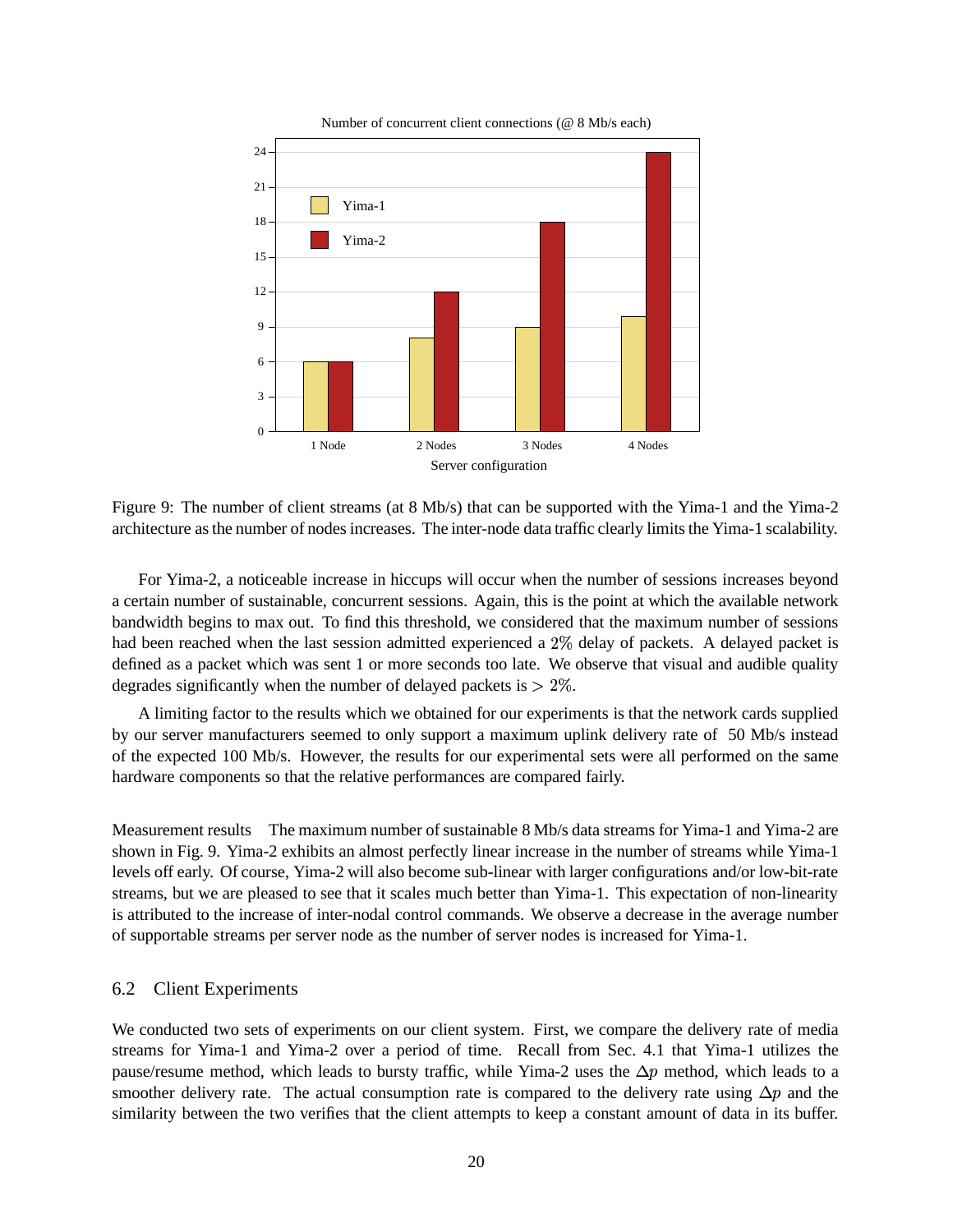Figure 9: The number of client streams (at 8 Mb/s) that can be supported with the Yima-1 and the Yima-2 architecture as the number of nodes increases. The inter-node data traffic clearly limits the Yima-1 scalability.

For Yima-2, a noticeable increase in hiccups will occur when the number of sessions increases beyond a certain number of sustainable, concurrent sessions. Again, this is the point at which the available network bandwidth begins to max out. To find this threshold, we considered that the maximum number of sessions had been reached when the last session admitted experienced a $2\%$ delay of packets. A delayed packet is defined as a packet which was sent 1 or more seconds too late. We observe that visual and audible quality degrades significantly when the number of delayed packets is $> 2\%$.

A limiting factor to the results which we obtained for our experiments is that the network cards supplied by our server manufacturers seemed to only support a maximum uplink delivery rate of 50 Mb/s instead of the expected 100 Mb/s. However, the results for our experimental sets were all performed on the same hardware components so that the relative performances are compared fairly.

Measurement results  The maximum number of sustainable 8 Mb/s data streams for Yima-1 and Yima-2 are shown in Fig. 9. Yima-2 exhibits an almost perfectly linear increase in the number of streams while Yima-1 levels off early. Of course, Yima-2 will also become sub-linear with larger configurations and/or low-bit-rate streams, but we are pleased to see that it scales much better than Yima-1. This expectation of non-linearity is attributed to the increase of inter-nodal control commands. We observe a decrease in the average number of supportable streams per server node as the number of server nodes is increased for Yima-1.

## 6.2 Client Experiments

We conducted two sets of experiments on our client system. First, we compare the delivery rate of media streams for Yima-1 and Yima-2 over a period of time. Recall from Sec. 4.1 that Yima-1 utilizes the pause/resume method, which leads to bursty traffic, while Yima-2 uses the $\Delta p$ method, which leads to a smoother delivery rate. The actual consumption rate is compared to the delivery rate using $\Delta p$ and the similarity between the two verifies that the client attempts to keep a constant amount of data in its buffer.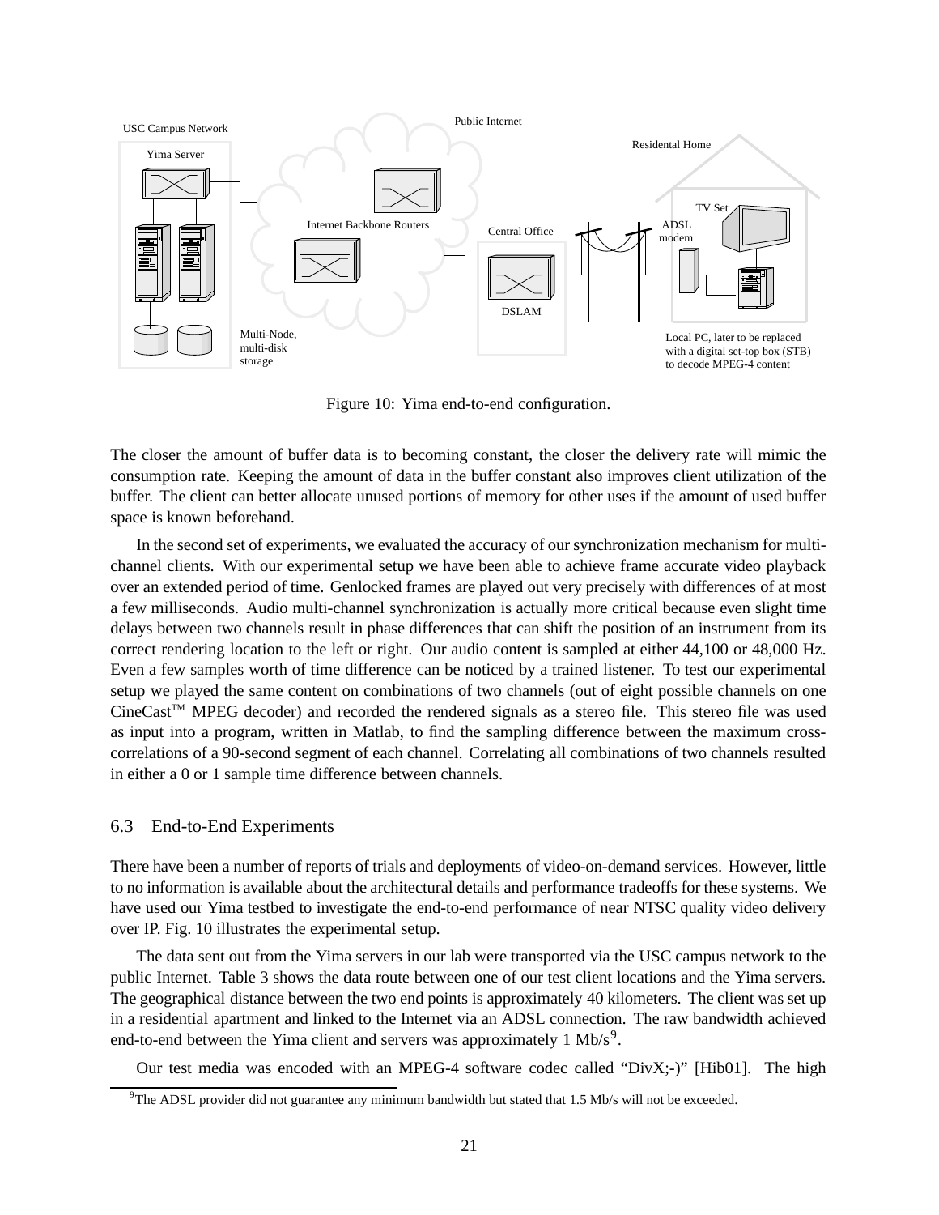Figure 10: Yima end-to-end configuration.

The closer the amount of buffer data is to becoming constant, the closer the delivery rate will mimic the consumption rate. Keeping the amount of data in the buffer constant also improves client utilization of the buffer. The client can better allocate unused portions of memory for other uses if the amount of used buffer space is known beforehand.

In the second set of experiments, we evaluated the accuracy of our synchronization mechanism for multi-channel clients. With our experimental setup we have been able to achieve frame accurate video playback over an extended period of time. Genlocked frames are played out very precisely with differences of at most a few milliseconds. Audio multi-channel synchronization is actually more critical because even slight time delays between two channels result in phase differences that can shift the position of an instrument from its correct rendering location to the left or right. Our audio content is sampled at either 44,100 or 48,000 Hz. Even a few samples worth of time difference can be noticed by a trained listener. To test our experimental setup we played the same content on combinations of two channels (out of eight possible channels on one CineCast™ MPEG decoder) and recorded the rendered signals as a stereo file. This stereo file was used as input into a program, written in Matlab, to find the sampling difference between the maximum cross-correlations of a 90-second segment of each channel. Correlating all combinations of two channels resulted in either a 0 or 1 sample time difference between channels.

### 6.3 End-to-End Experiments

There have been a number of reports of trials and deployments of video-on-demand services. However, little to no information is available about the architectural details and performance tradeoffs for these systems. We have used our Yima testbed to investigate the end-to-end performance of near NTSC quality video delivery over IP. Fig. 10 illustrates the experimental setup.

The data sent out from the Yima servers in our lab were transported via the USC campus network to the public Internet. Table 3 shows the data route between one of our test client locations and the Yima servers. The geographical distance between the two end points is approximately 40 kilometers. The client was set up in a residential apartment and linked to the Internet via an ADSL connection. The raw bandwidth achieved end-to-end between the Yima client and servers was approximately 1 Mb/s[9].

Our test media was encoded with an MPEG-4 software codec called "DivX;-)" [Hib01]. The high

[9] The ADSL provider did not guarantee any minimum bandwidth but stated that 1.5 Mb/s will not be exceeded.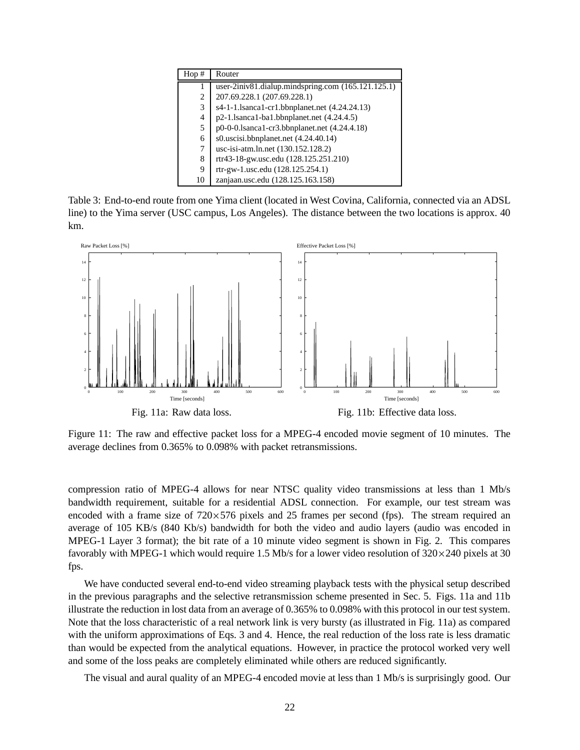| Hop # | Router |
|---|---|
| 1 | user-2iniv81.dialup.mindspring.com (165.121.125.1) |
| 2 | 207.69.228.1 (207.69.228.1) |
| 3 | s4-1-1.lsanca1-cr1.bbnplanet.net (4.24.24.13) |
| 4 | p2-1.lsanca1-ba1.bbnplanet.net (4.24.4.5) |
| 5 | p0-0-0.lsanca1-cr3.bbnplanet.net (4.24.4.18) |
| 6 | s0.uscisi.bbnplanet.net (4.24.40.14) |
| 7 | usc-isi-atm.ln.net (130.152.128.2) |
| 8 | rtr43-18-gw.usc.edu (128.125.251.210) |
| 9 | rtr-gw-1.usc.edu (128.125.254.1) |
| 10 | zanjaan.usc.edu (128.125.163.158) |

Table 3: End-to-end route from one Yima client (located in West Covina, California, connected via an ADSL line) to the Yima server (USC campus, Los Angeles). The distance between the two locations is approx. 40 km.

Fig. 11a: Raw data loss.

Fig. 11b: Effective data loss.

Figure 11: The raw and effective packet loss for a MPEG-4 encoded movie segment of 10 minutes. The average declines from 0.365% to 0.098% with packet retransmissions.

compression ratio of MPEG-4 allows for near NTSC quality video transmissions at less than 1 Mb/s bandwidth requirement, suitable for a residential ADSL connection. For example, our test stream was encoded with a frame size of $720 \times 576$ pixels and 25 frames per second (fps). The stream required an average of 105 KB/s (840 Kb/s) bandwidth for both the video and audio layers (audio was encoded in MPEG-1 Layer 3 format); the bit rate of a 10 minute video segment is shown in Fig. 2. This compares favorably with MPEG-1 which would require 1.5 Mb/s for a lower video resolution of $320 \times 240$ pixels at 30 fps.

We have conducted several end-to-end video streaming playback tests with the physical setup described in the previous paragraphs and the selective retransmission scheme presented in Sec. 5. Figs. 11a and 11b illustrate the reduction in lost data from an average of 0.365% to 0.098% with this protocol in our test system. Note that the loss characteristic of a real network link is very bursty (as illustrated in Fig. 11a) as compared with the uniform approximations of Eqs. 3 and 4. Hence, the real reduction of the loss rate is less dramatic than would be expected from the analytical equations. However, in practice the protocol worked very well and some of the loss peaks are completely eliminated while others are reduced significantly.

The visual and aural quality of an MPEG-4 encoded movie at less than 1 Mb/s is surprisingly good. Our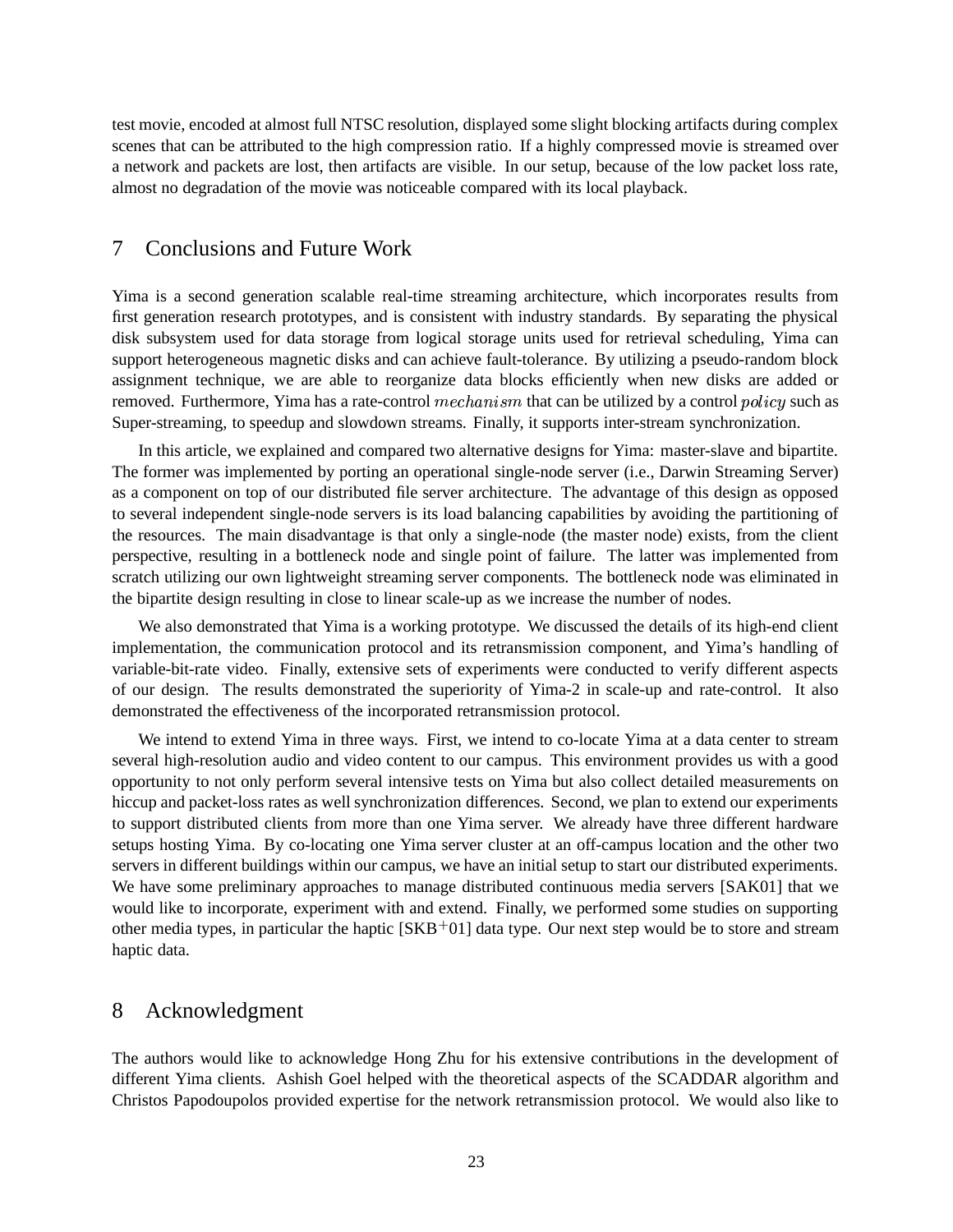test movie, encoded at almost full NTSC resolution, displayed some slight blocking artifacts during complex scenes that can be attributed to the high compression ratio. If a highly compressed movie is streamed over a network and packets are lost, then artifacts are visible. In our setup, because of the low packet loss rate, almost no degradation of the movie was noticeable compared with its local playback.

## 7 Conclusions and Future Work

Yima is a second generation scalable real-time streaming architecture, which incorporates results from first generation research prototypes, and is consistent with industry standards. By separating the physical disk subsystem used for data storage from logical storage units used for retrieval scheduling, Yima can support heterogeneous magnetic disks and can achieve fault-tolerance. By utilizing a pseudo-random block assignment technique, we are able to reorganize data blocks efficiently when new disks are added or removed. Furthermore, Yima has a rate-control $mechanism$ that can be utilized by a control $policy$ such as Super-streaming, to speedup and slowdown streams. Finally, it supports inter-stream synchronization.

In this article, we explained and compared two alternative designs for Yima: master-slave and bipartite. The former was implemented by porting an operational single-node server (i.e., Darwin Streaming Server) as a component on top of our distributed file server architecture. The advantage of this design as opposed to several independent single-node servers is its load balancing capabilities by avoiding the partitioning of the resources. The main disadvantage is that only a single-node (the master node) exists, from the client perspective, resulting in a bottleneck node and single point of failure. The latter was implemented from scratch utilizing our own lightweight streaming server components. The bottleneck node was eliminated in the bipartite design resulting in close to linear scale-up as we increase the number of nodes.

We also demonstrated that Yima is a working prototype. We discussed the details of its high-end client implementation, the communication protocol and its retransmission component, and Yima's handling of variable-bit-rate video. Finally, extensive sets of experiments were conducted to verify different aspects of our design. The results demonstrated the superiority of Yima-2 in scale-up and rate-control. It also demonstrated the effectiveness of the incorporated retransmission protocol.

We intend to extend Yima in three ways. First, we intend to co-locate Yima at a data center to stream several high-resolution audio and video content to our campus. This environment provides us with a good opportunity to not only perform several intensive tests on Yima but also collect detailed measurements on hiccup and packet-loss rates as well synchronization differences. Second, we plan to extend our experiments to support distributed clients from more than one Yima server. We already have three different hardware setups hosting Yima. By co-locating one Yima server cluster at an off-campus location and the other two servers in different buildings within our campus, we have an initial setup to start our distributed experiments. We have some preliminary approaches to manage distributed continuous media servers [SAK01] that we would like to incorporate, experiment with and extend. Finally, we performed some studies on supporting other media types, in particular the haptic [SKB+01] data type. Our next step would be to store and stream haptic data.

## 8 Acknowledgment

The authors would like to acknowledge Hong Zhu for his extensive contributions in the development of different Yima clients. Ashish Goel helped with the theoretical aspects of the SCADDAR algorithm and Christos Papodoupolos provided expertise for the network retransmission protocol. We would also like to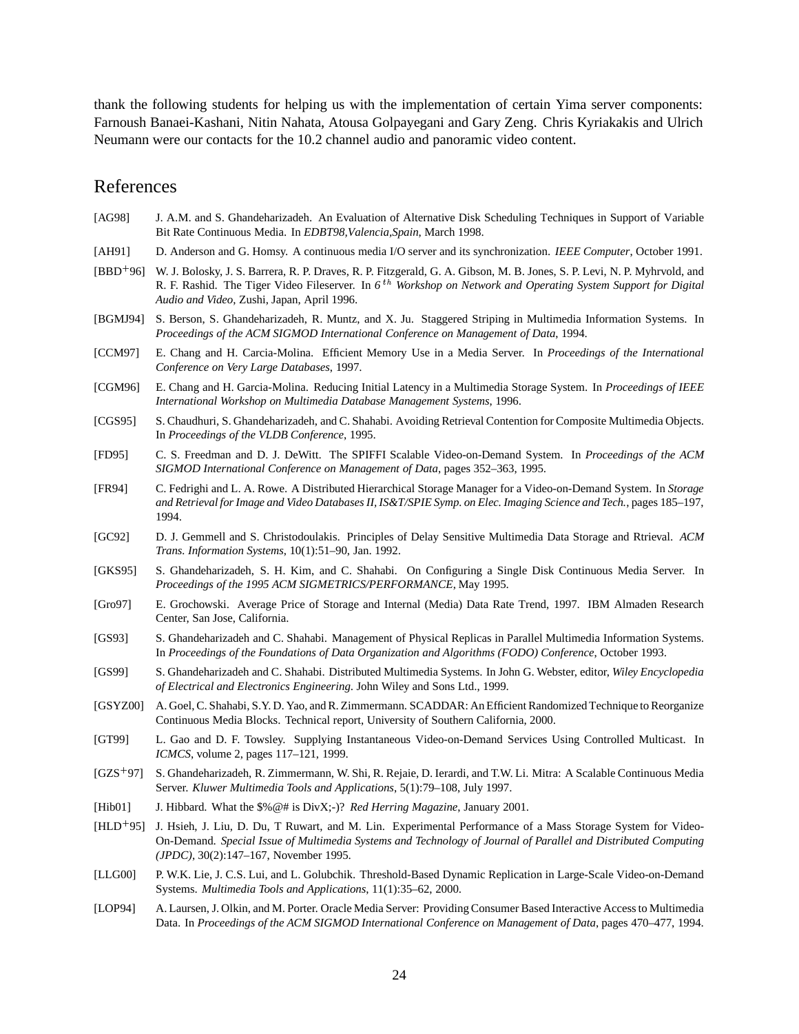thank the following students for helping us with the implementation of certain Yima server components: Farnoush Banaei-Kashani, Nitin Nahata, Atousa Golpayegani and Gary Zeng. Chris Kyriakakis and Ulrich Neumann were our contacts for the 10.2 channel audio and panoramic video content.

# References

[AG98] J. A.M. and S. Ghandeharizadeh. An Evaluation of Alternative Disk Scheduling Techniques in Support of Variable Bit Rate Continuous Media. In *EDBT98,Valencia,Spain*, March 1998.

[AH91] D. Anderson and G. Homsy. A continuous media I/O server and its synchronization. *IEEE Computer*, October 1991.

[BBD+96] W. J. Bolosky, J. S. Barrera, R. P. Draves, R. P. Fitzgerald, G. A. Gibson, M. B. Jones, S. P. Levi, N. P. Myhrvold, and R. F. Rashid. The Tiger Video Fileserver. In *6$^{th}$ Workshop on Network and Operating System Support for Digital Audio and Video*, Zushi, Japan, April 1996.

[BGMJ94] S. Berson, S. Ghandeharizadeh, R. Muntz, and X. Ju. Staggered Striping in Multimedia Information Systems. In *Proceedings of the ACM SIGMOD International Conference on Management of Data*, 1994.

[CCM97] E. Chang and H. Carcia-Molina. Efficient Memory Use in a Media Server. In *Proceedings of the International Conference on Very Large Databases*, 1997.

[CGM96] E. Chang and H. Garcia-Molina. Reducing Initial Latency in a Multimedia Storage System. In *Proceedings of IEEE International Workshop on Multimedia Database Management Systems*, 1996.

[CGS95] S. Chaudhuri, S. Ghandeharizadeh, and C. Shahabi. Avoiding Retrieval Contention for Composite Multimedia Objects. In *Proceedings of the VLDB Conference*, 1995.

[FD95] C. S. Freedman and D. J. DeWitt. The SPIFFI Scalable Video-on-Demand System. In *Proceedings of the ACM SIGMOD International Conference on Management of Data*, pages 352–363, 1995.

[FR94] C. Fedrighi and L. A. Rowe. A Distributed Hierarchical Storage Manager for a Video-on-Demand System. In *Storage and Retrieval for Image and Video Databases II, IS&T/SPIE Symp. on Elec. Imaging Science and Tech.*, pages 185–197, 1994.

[GC92] D. J. Gemmell and S. Christodoulakis. Principles of Delay Sensitive Multimedia Data Storage and Rtrieval. *ACM Trans. Information Systems*, 10(1):51–90, Jan. 1992.

[GKS95] S. Ghandeharizadeh, S. H. Kim, and C. Shahabi. On Configuring a Single Disk Continuous Media Server. In *Proceedings of the 1995 ACM SIGMETRICS/PERFORMANCE*, May 1995.

[Gro97] E. Grochowski. Average Price of Storage and Internal (Media) Data Rate Trend, 1997. IBM Almaden Research Center, San Jose, California.

[GS93] S. Ghandeharizadeh and C. Shahabi. Management of Physical Replicas in Parallel Multimedia Information Systems. In *Proceedings of the Foundations of Data Organization and Algorithms (FODO) Conference*, October 1993.

[GS99] S. Ghandeharizadeh and C. Shahabi. Distributed Multimedia Systems. In John G. Webster, editor, *Wiley Encyclopedia of Electrical and Electronics Engineering*. John Wiley and Sons Ltd., 1999.

[GSYZ00] A. Goel, C. Shahabi, S.Y. D. Yao, and R. Zimmermann. SCADDAR: An Efficient Randomized Technique to Reorganize Continuous Media Blocks. Technical report, University of Southern California, 2000.

[GT99] L. Gao and D. F. Towsley. Supplying Instantaneous Video-on-Demand Services Using Controlled Multicast. In *ICMCS*, volume 2, pages 117–121, 1999.

[GZS+97] S. Ghandeharizadeh, R. Zimmermann, W. Shi, R. Rejaie, D. Ierardi, and T.W. Li. Mitra: A Scalable Continuous Media Server. *Kluwer Multimedia Tools and Applications*, 5(1):79–108, July 1997.

[Hib01] J. Hibbard. What the $%@# is DivX;-)? *Red Herring Magazine*, January 2001.

[HLD+95] J. Hsieh, J. Liu, D. Du, T Ruwart, and M. Lin. Experimental Performance of a Mass Storage System for Video-On-Demand. *Special Issue of Multimedia Systems and Technology of Journal of Parallel and Distributed Computing (JPDC)*, 30(2):147–167, November 1995.

[LLG00] P. W.K. Lie, J. C.S. Lui, and L. Golubchik. Threshold-Based Dynamic Replication in Large-Scale Video-on-Demand Systems. *Multimedia Tools and Applications*, 11(1):35–62, 2000.

[LOP94] A. Laursen, J. Olkin, and M. Porter. Oracle Media Server: Providing Consumer Based Interactive Access to Multimedia Data. In *Proceedings of the ACM SIGMOD International Conference on Management of Data*, pages 470–477, 1994.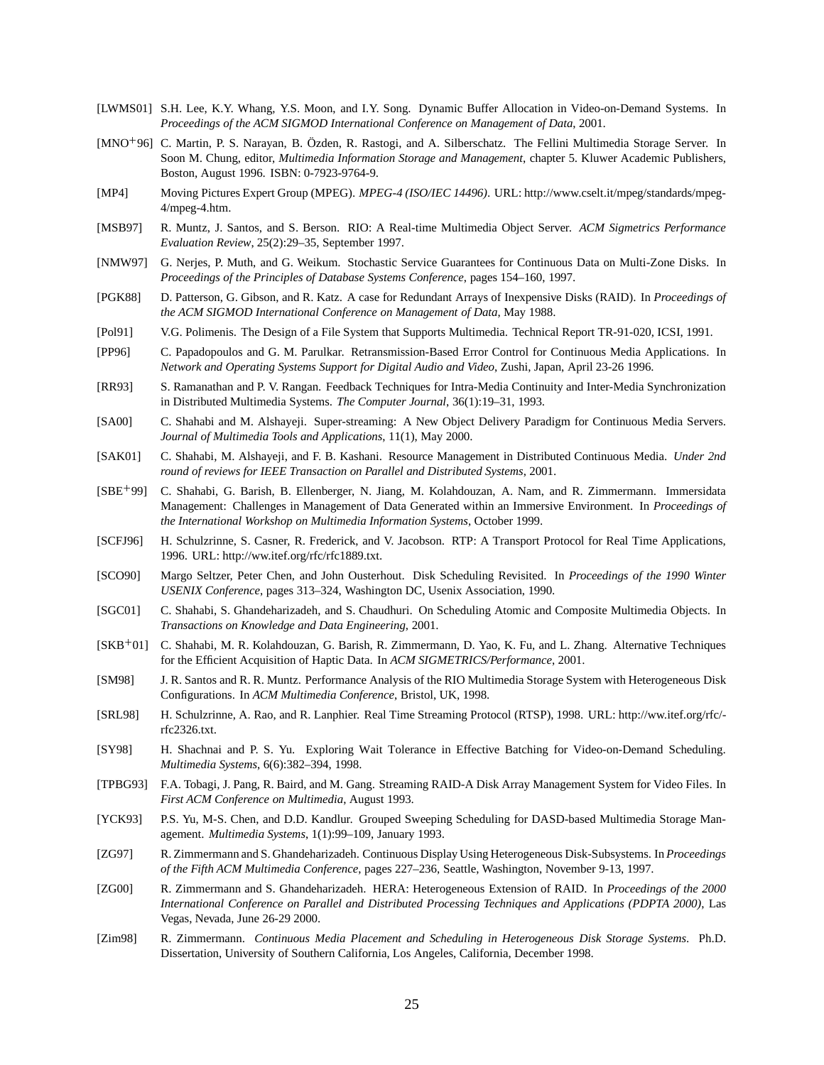[LWMS01] S.H. Lee, K.Y. Whang, Y.S. Moon, and I.Y. Song. Dynamic Buffer Allocation in Video-on-Demand Systems. In *Proceedings of the ACM SIGMOD International Conference on Management of Data*, 2001.

[MNO+96] C. Martin, P. S. Narayan, B. Özden, R. Rastogi, and A. Silberschatz. The Fellini Multimedia Storage Server. In Soon M. Chung, editor, *Multimedia Information Storage and Management*, chapter 5. Kluwer Academic Publishers, Boston, August 1996. ISBN: 0-7923-9764-9.

[MP4] Moving Pictures Expert Group (MPEG). *MPEG-4 (ISO/IEC 14496)*. URL: http://www.cselt.it/mpeg/standards/mpeg-4/mpeg-4.htm.

[MSB97] R. Muntz, J. Santos, and S. Berson. RIO: A Real-time Multimedia Object Server. *ACM Sigmetrics Performance Evaluation Review*, 25(2):29–35, September 1997.

[NMW97] G. Nerjes, P. Muth, and G. Weikum. Stochastic Service Guarantees for Continuous Data on Multi-Zone Disks. In *Proceedings of the Principles of Database Systems Conference*, pages 154–160, 1997.

[PGK88] D. Patterson, G. Gibson, and R. Katz. A case for Redundant Arrays of Inexpensive Disks (RAID). In *Proceedings of the ACM SIGMOD International Conference on Management of Data*, May 1988.

[Pol91] V.G. Polimenis. The Design of a File System that Supports Multimedia. Technical Report TR-91-020, ICSI, 1991.

[PP96] C. Papadopoulos and G. M. Parulkar. Retransmission-Based Error Control for Continuous Media Applications. In *Network and Operating Systems Support for Digital Audio and Video*, Zushi, Japan, April 23-26 1996.

[RR93] S. Ramanathan and P. V. Rangan. Feedback Techniques for Intra-Media Continuity and Inter-Media Synchronization in Distributed Multimedia Systems. *The Computer Journal*, 36(1):19–31, 1993.

[SA00] C. Shahabi and M. Alshayeji. Super-streaming: A New Object Delivery Paradigm for Continuous Media Servers. *Journal of Multimedia Tools and Applications*, 11(1), May 2000.

[SAK01] C. Shahabi, M. Alshayeji, and F. B. Kashani. Resource Management in Distributed Continuous Media. *Under 2nd round of reviews for IEEE Transaction on Parallel and Distributed Systems*, 2001.

[SBE+99] C. Shahabi, G. Barish, B. Ellenberger, N. Jiang, M. Kolahdouzan, A. Nam, and R. Zimmermann. Immersidata Management: Challenges in Management of Data Generated within an Immersive Environment. In *Proceedings of the International Workshop on Multimedia Information Systems*, October 1999.

[SCFJ96] H. Schulzrinne, S. Casner, R. Frederick, and V. Jacobson. RTP: A Transport Protocol for Real Time Applications, 1996. URL: http://ww.itef.org/rfc/rfc1889.txt.

[SCO90] Margo Seltzer, Peter Chen, and John Ousterhout. Disk Scheduling Revisited. In *Proceedings of the 1990 Winter USENIX Conference*, pages 313–324, Washington DC, Usenix Association, 1990.

[SGC01] C. Shahabi, S. Ghandeharizadeh, and S. Chaudhuri. On Scheduling Atomic and Composite Multimedia Objects. In *Transactions on Knowledge and Data Engineering*, 2001.

[SKB+01] C. Shahabi, M. R. Kolahdouzan, G. Barish, R. Zimmermann, D. Yao, K. Fu, and L. Zhang. Alternative Techniques for the Efficient Acquisition of Haptic Data. In *ACM SIGMETRICS/Performance*, 2001.

[SM98] J. R. Santos and R. R. Muntz. Performance Analysis of the RIO Multimedia Storage System with Heterogeneous Disk Configurations. In *ACM Multimedia Conference*, Bristol, UK, 1998.

[SRL98] H. Schulzrinne, A. Rao, and R. Lanphier. Real Time Streaming Protocol (RTSP), 1998. URL: http://ww.itef.org/rfc/-rfc2326.txt.

[SY98] H. Shachnai and P. S. Yu. Exploring Wait Tolerance in Effective Batching for Video-on-Demand Scheduling. *Multimedia Systems*, 6(6):382–394, 1998.

[TPBG93] F.A. Tobagi, J. Pang, R. Baird, and M. Gang. Streaming RAID-A Disk Array Management System for Video Files. In *First ACM Conference on Multimedia*, August 1993.

[YCK93] P.S. Yu, M-S. Chen, and D.D. Kandlur. Grouped Sweeping Scheduling for DASD-based Multimedia Storage Management. *Multimedia Systems*, 1(1):99–109, January 1993.

[ZG97] R. Zimmermann and S. Ghandeharizadeh. Continuous Display Using Heterogeneous Disk-Subsystems. In *Proceedings of the Fifth ACM Multimedia Conference*, pages 227–236, Seattle, Washington, November 9-13, 1997.

[ZG00] R. Zimmermann and S. Ghandeharizadeh. HERA: Heterogeneous Extension of RAID. In *Proceedings of the 2000 International Conference on Parallel and Distributed Processing Techniques and Applications (PDPTA 2000)*, Las Vegas, Nevada, June 26-29 2000.

[Zim98] R. Zimmermann. *Continuous Media Placement and Scheduling in Heterogeneous Disk Storage Systems*. Ph.D. Dissertation, University of Southern California, Los Angeles, California, December 1998.